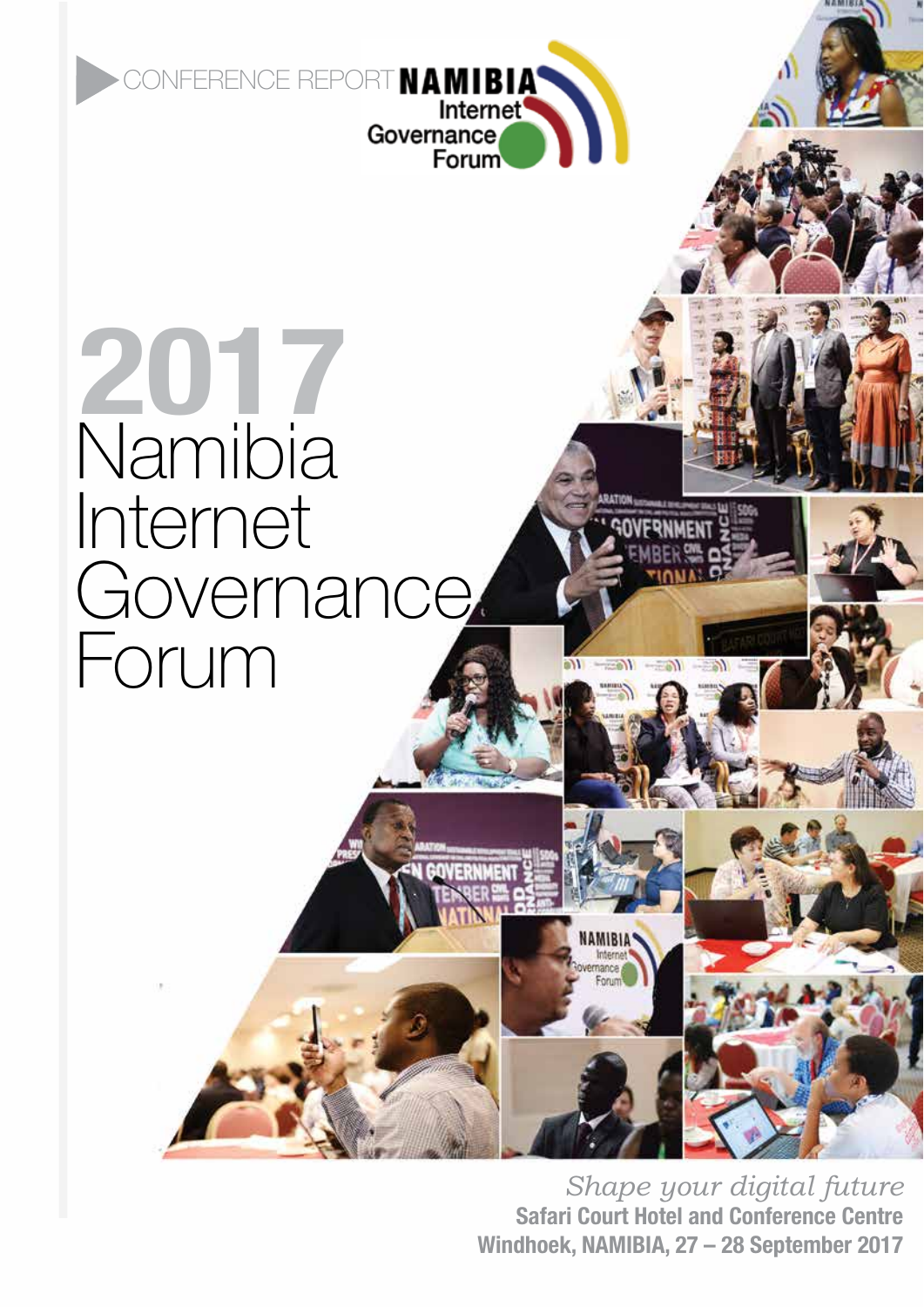CONFERENCE REPORT

NAMIBIA Internet Governance Forum

# 2017 Namibia Internet Governance Forum

*Shape your digital future*

**Safari Court Hotel and Conference Centre**

**Windhoek, NAMIBIA, 27 – 28 September 2017**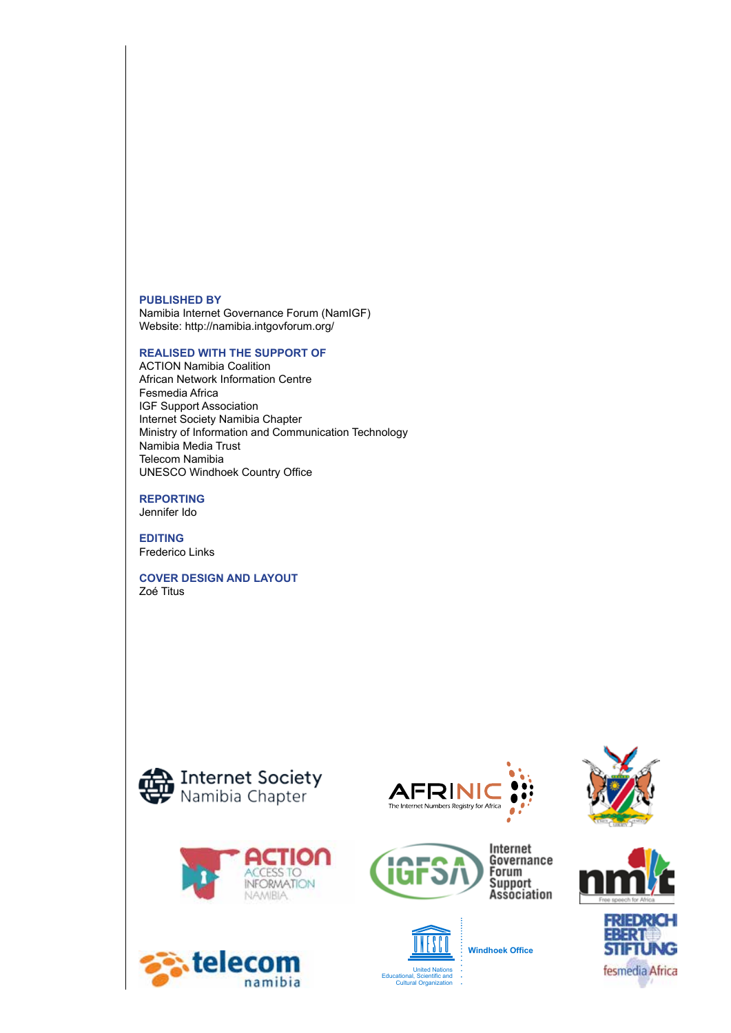**PUBLISHED BY**
Namibia Internet Governance Forum (NamIGF)
Website: http://namibia.intgovforum.org/

**REALISED WITH THE SUPPORT OF**
ACTION Namibia Coalition
African Network Information Centre
Fesmedia Africa
IGF Support Association
Internet Society Namibia Chapter
Ministry of Information and Communication Technology
Namibia Media Trust
Telecom Namibia
UNESCO Windhoek Country Office

**REPORTING**
Jennifer Ido

**EDITING**
Frederico Links

**COVER DESIGN AND LAYOUT**
Zoé Titus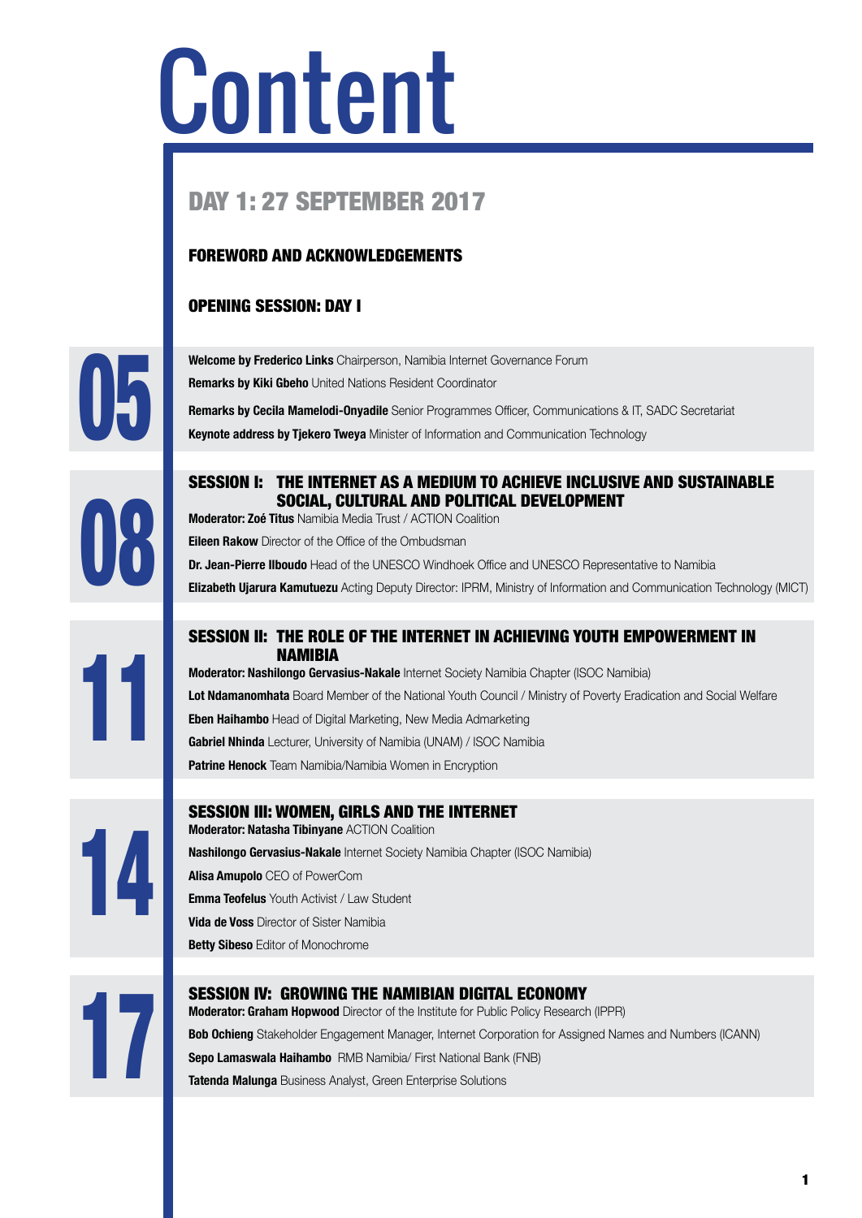# Content

## DAY 1: 27 SEPTEMBER 2017

### FOREWORD AND ACKNOWLEDGEMENTS

### OPENING SESSION: DAY I

**05**

**Welcome by Frederico Links** Chairperson, Namibia Internet Governance Forum

**Remarks by Kiki Gbeho** United Nations Resident Coordinator

**Remarks by Cecila Mamelodi-Onyadile** Senior Programmes Officer, Communications & IT, SADC Secretariat

**Keynote address by Tjekero Tweya** Minister of Information and Communication Technology

**08**

### SESSION I: THE INTERNET AS A MEDIUM TO ACHIEVE INCLUSIVE AND SUSTAINABLE SOCIAL, CULTURAL AND POLITICAL DEVELOPMENT

**Moderator: Zoé Titus** Namibia Media Trust / ACTION Coalition

**Eileen Rakow** Director of the Office of the Ombudsman

**Dr. Jean-Pierre Ilboudo** Head of the UNESCO Windhoek Office and UNESCO Representative to Namibia

**Elizabeth Ujarura Kamutuezu** Acting Deputy Director: IPRM, Ministry of Information and Communication Technology (MICT)

**11**

### SESSION II: THE ROLE OF THE INTERNET IN ACHIEVING YOUTH EMPOWERMENT IN NAMIBIA

**Moderator: Nashilongo Gervasius-Nakale** Internet Society Namibia Chapter (ISOC Namibia)

**Lot Ndamanomhata** Board Member of the National Youth Council / Ministry of Poverty Eradication and Social Welfare

**Eben Haihambo** Head of Digital Marketing, New Media Admarketing

**Gabriel Nhinda** Lecturer, University of Namibia (UNAM) / ISOC Namibia

**Patrine Henock** Team Namibia/Namibia Women in Encryption

**14**

### SESSION III: WOMEN, GIRLS AND THE INTERNET

**Moderator: Natasha Tibinyane** ACTION Coalition

**Nashilongo Gervasius-Nakale** Internet Society Namibia Chapter (ISOC Namibia)

**Alisa Amupolo** CEO of PowerCom

**Emma Teofelus** Youth Activist / Law Student

**Vida de Voss** Director of Sister Namibia

**Betty Sibeso** Editor of Monochrome

**17**

### SESSION IV: GROWING THE NAMIBIAN DIGITAL ECONOMY

**Moderator: Graham Hopwood** Director of the Institute for Public Policy Research (IPPR)

**Bob Ochieng** Stakeholder Engagement Manager, Internet Corporation for Assigned Names and Numbers (ICANN)

**Sepo Lamaswala Haihambo** RMB Namibia/ First National Bank (FNB)

**Tatenda Malunga** Business Analyst, Green Enterprise Solutions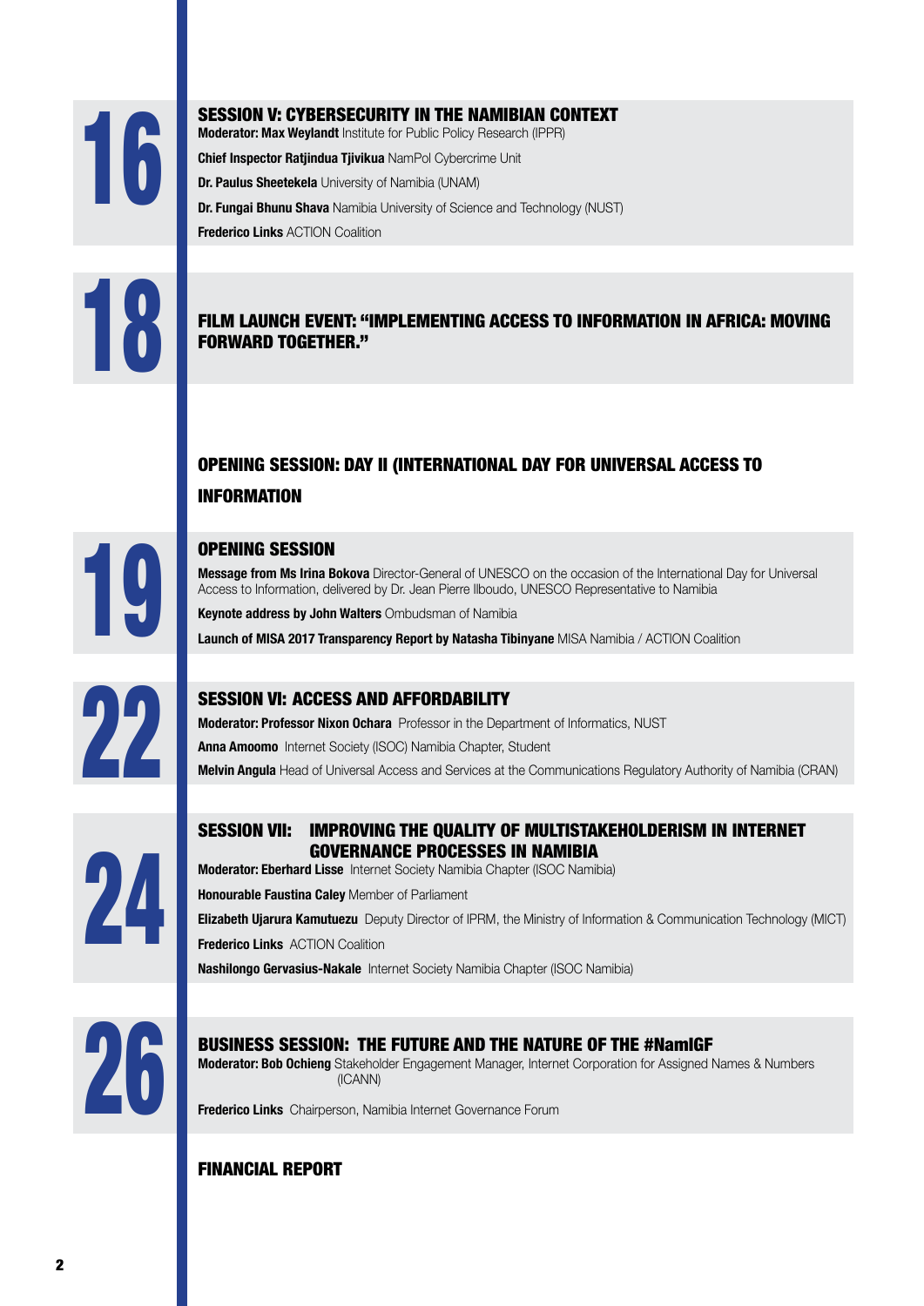16

## SESSION V: CYBERSECURITY IN THE NAMIBIAN CONTEXT

**Moderator: Max Weylandt** Institute for Public Policy Research (IPPR)

**Chief Inspector Ratjindua Tjivikua** NamPol Cybercrime Unit

**Dr. Paulus Sheetekela** University of Namibia (UNAM)

**Dr. Fungai Bhunu Shava** Namibia University of Science and Technology (NUST)

**Frederico Links** ACTION Coalition

18

## FILM LAUNCH EVENT: "IMPLEMENTING ACCESS TO INFORMATION IN AFRICA: MOVING FORWARD TOGETHER."

## OPENING SESSION: DAY II (INTERNATIONAL DAY FOR UNIVERSAL ACCESS TO INFORMATION

19

## OPENING SESSION

**Message from Ms Irina Bokova** Director-General of UNESCO on the occasion of the International Day for Universal Access to Information, delivered by Dr. Jean Pierre Ilboudo, UNESCO Representative to Namibia

**Keynote address by John Walters** Ombudsman of Namibia

**Launch of MISA 2017 Transparency Report by Natasha Tibinyane** MISA Namibia / ACTION Coalition

22

## SESSION VI: ACCESS AND AFFORDABILITY

**Moderator: Professor Nixon Ochara** Professor in the Department of Informatics, NUST

**Anna Amoomo** Internet Society (ISOC) Namibia Chapter, Student

**Melvin Angula** Head of Universal Access and Services at the Communications Regulatory Authority of Namibia (CRAN)

24

## SESSION VII: IMPROVING THE QUALITY OF MULTISTAKEHOLDERISM IN INTERNET GOVERNANCE PROCESSES IN NAMIBIA

**Moderator: Eberhard Lisse** Internet Society Namibia Chapter (ISOC Namibia)

**Honourable Faustina Caley** Member of Parliament

**Elizabeth Ujarura Kamutuezu** Deputy Director of IPRM, the Ministry of Information & Communication Technology (MICT)

**Frederico Links** ACTION Coalition

**Nashilongo Gervasius-Nakale** Internet Society Namibia Chapter (ISOC Namibia)

26

## BUSINESS SESSION: THE FUTURE AND THE NATURE OF THE #NamIGF

**Moderator: Bob Ochieng** Stakeholder Engagement Manager, Internet Corporation for Assigned Names & Numbers (ICANN)

**Frederico Links** Chairperson, Namibia Internet Governance Forum

## FINANCIAL REPORT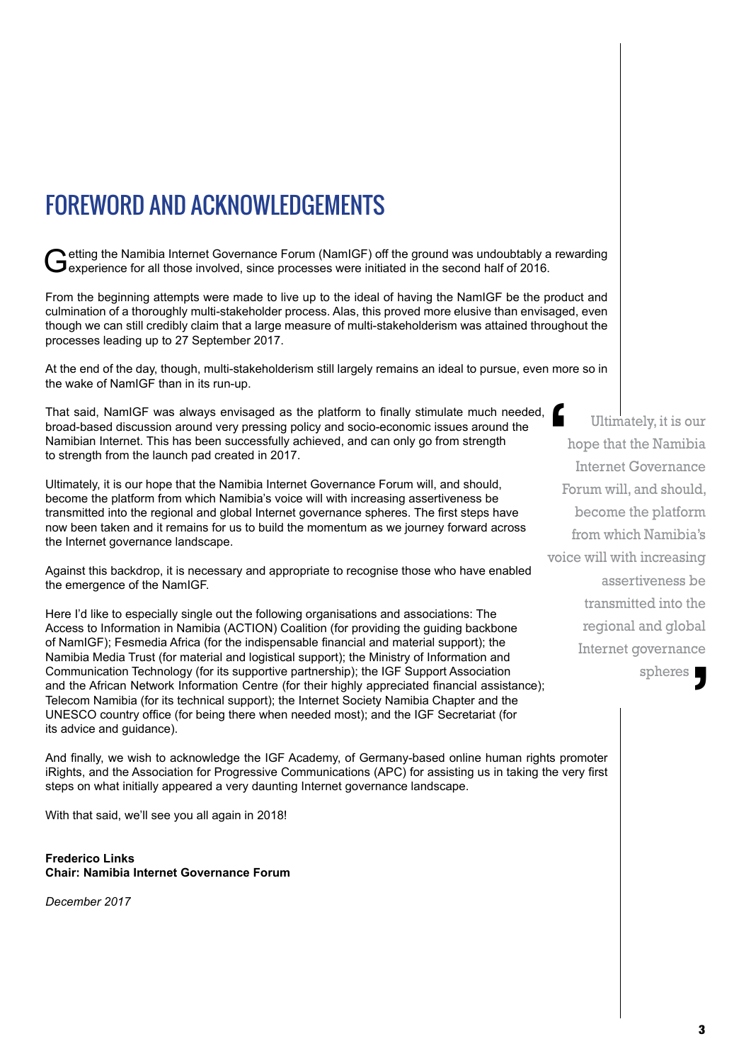# FOREWORD AND ACKNOWLEDGEMENTS

Getting the Namibia Internet Governance Forum (NamIGF) off the ground was undoubtably a rewarding experience for all those involved, since processes were initiated in the second half of 2016.

From the beginning attempts were made to live up to the ideal of having the NamIGF be the product and culmination of a thoroughly multi-stakeholder process. Alas, this proved more elusive than envisaged, even though we can still credibly claim that a large measure of multi-stakeholderism was attained throughout the processes leading up to 27 September 2017.

At the end of the day, though, multi-stakeholderism still largely remains an ideal to pursue, even more so in the wake of NamIGF than in its run-up.

That said, NamIGF was always envisaged as the platform to finally stimulate much needed, broad-based discussion around very pressing policy and socio-economic issues around the Namibian Internet. This has been successfully achieved, and can only go from strength to strength from the launch pad created in 2017.

Ultimately, it is our hope that the Namibia Internet Governance Forum will, and should, become the platform from which Namibia's voice will with increasing assertiveness be transmitted into the regional and global Internet governance spheres. The first steps have now been taken and it remains for us to build the momentum as we journey forward across the Internet governance landscape.

> "Ultimately, it is our hope that the Namibia Internet Governance Forum will, and should, become the platform from which Namibia's voice will with increasing assertiveness be transmitted into the regional and global Internet governance spheres"

Against this backdrop, it is necessary and appropriate to recognise those who have enabled the emergence of the NamIGF.

Here I'd like to especially single out the following organisations and associations: The Access to Information in Namibia (ACTION) Coalition (for providing the guiding backbone of NamIGF); Fesmedia Africa (for the indispensable financial and material support); the Namibia Media Trust (for material and logistical support); the Ministry of Information and Communication Technology (for its supportive partnership); the IGF Support Association and the African Network Information Centre (for their highly appreciated financial assistance); Telecom Namibia (for its technical support); the Internet Society Namibia Chapter and the UNESCO country office (for being there when needed most); and the IGF Secretariat (for its advice and guidance).

And finally, we wish to acknowledge the IGF Academy, of Germany-based online human rights promoter iRights, and the Association for Progressive Communications (APC) for assisting us in taking the very first steps on what initially appeared a very daunting Internet governance landscape.

With that said, we'll see you all again in 2018!

**Frederico Links**
**Chair: Namibia Internet Governance Forum**

*December 2017*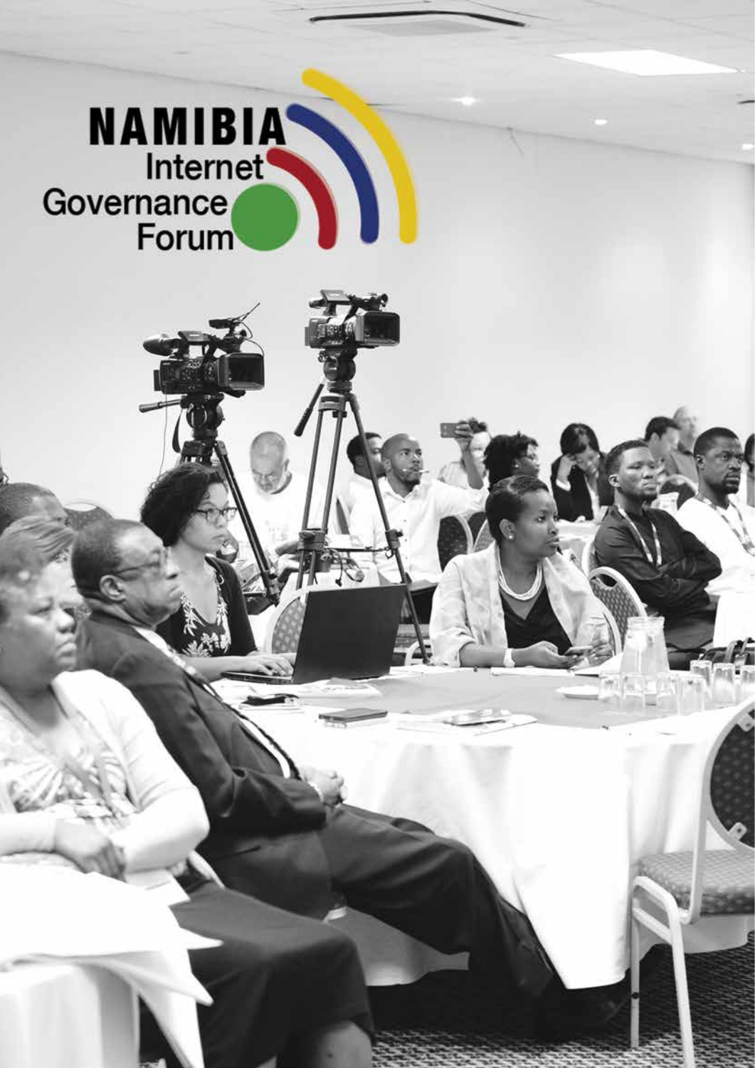NAMIBIA Internet Governance Forum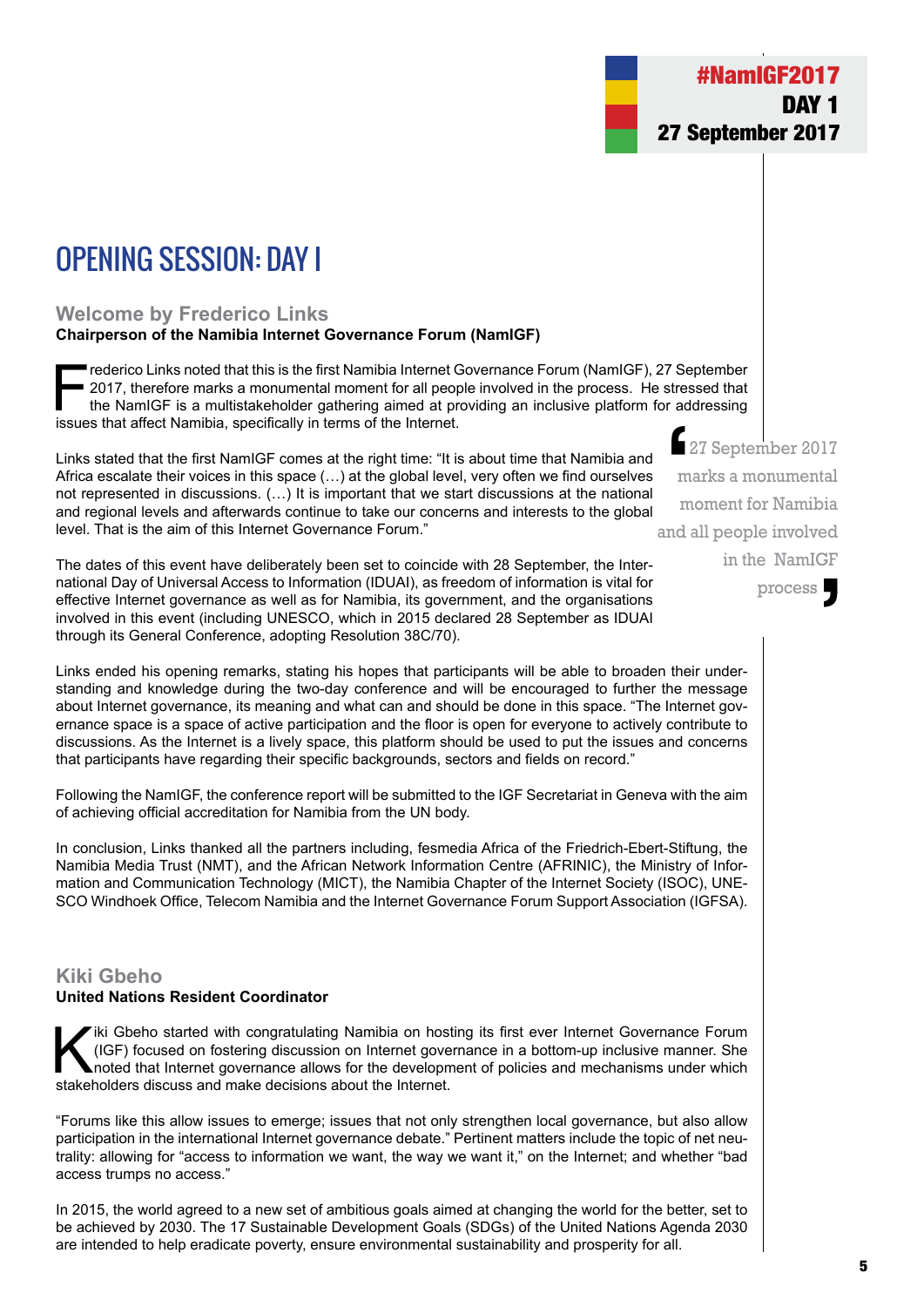# OPENING SESSION: DAY I

## Welcome by Frederico Links

**Chairperson of the Namibia Internet Governance Forum (NamIGF)**

Frederico Links noted that this is the first Namibia Internet Governance Forum (NamIGF), 27 September 2017, therefore marks a monumental moment for all people involved in the process. He stressed that the NamIGF is a multistakeholder gathering aimed at providing an inclusive platform for addressing issues that affect Namibia, specifically in terms of the Internet.

Links stated that the first NamIGF comes at the right time: "It is about time that Namibia and Africa escalate their voices in this space (…) at the global level, very often we find ourselves not represented in discussions. (…) It is important that we start discussions at the national and regional levels and afterwards continue to take our concerns and interests to the global level. That is the aim of this Internet Governance Forum."

> "27 September 2017 marks a monumental moment for Namibia and all people involved in the NamIGF process"

The dates of this event have deliberately been set to coincide with 28 September, the International Day of Universal Access to Information (IDUAI), as freedom of information is vital for effective Internet governance as well as for Namibia, its government, and the organisations involved in this event (including UNESCO, which in 2015 declared 28 September as IDUAI through its General Conference, adopting Resolution 38C/70).

Links ended his opening remarks, stating his hopes that participants will be able to broaden their understanding and knowledge during the two-day conference and will be encouraged to further the message about Internet governance, its meaning and what can and should be done in this space. "The Internet governance space is a space of active participation and the floor is open for everyone to actively contribute to discussions. As the Internet is a lively space, this platform should be used to put the issues and concerns that participants have regarding their specific backgrounds, sectors and fields on record."

Following the NamIGF, the conference report will be submitted to the IGF Secretariat in Geneva with the aim of achieving official accreditation for Namibia from the UN body.

In conclusion, Links thanked all the partners including, fesmedia Africa of the Friedrich-Ebert-Stiftung, the Namibia Media Trust (NMT), and the African Network Information Centre (AFRINIC), the Ministry of Information and Communication Technology (MICT), the Namibia Chapter of the Internet Society (ISOC), UNESCO Windhoek Office, Telecom Namibia and the Internet Governance Forum Support Association (IGFSA).

## Kiki Gbeho

**United Nations Resident Coordinator**

Kiki Gbeho started with congratulating Namibia on hosting its first ever Internet Governance Forum (IGF) focused on fostering discussion on Internet governance in a bottom-up inclusive manner. She noted that Internet governance allows for the development of policies and mechanisms under which stakeholders discuss and make decisions about the Internet.

"Forums like this allow issues to emerge; issues that not only strengthen local governance, but also allow participation in the international Internet governance debate." Pertinent matters include the topic of net neutrality: allowing for "access to information we want, the way we want it," on the Internet; and whether "bad access trumps no access."

In 2015, the world agreed to a new set of ambitious goals aimed at changing the world for the better, set to be achieved by 2030. The 17 Sustainable Development Goals (SDGs) of the United Nations Agenda 2030 are intended to help eradicate poverty, ensure environmental sustainability and prosperity for all.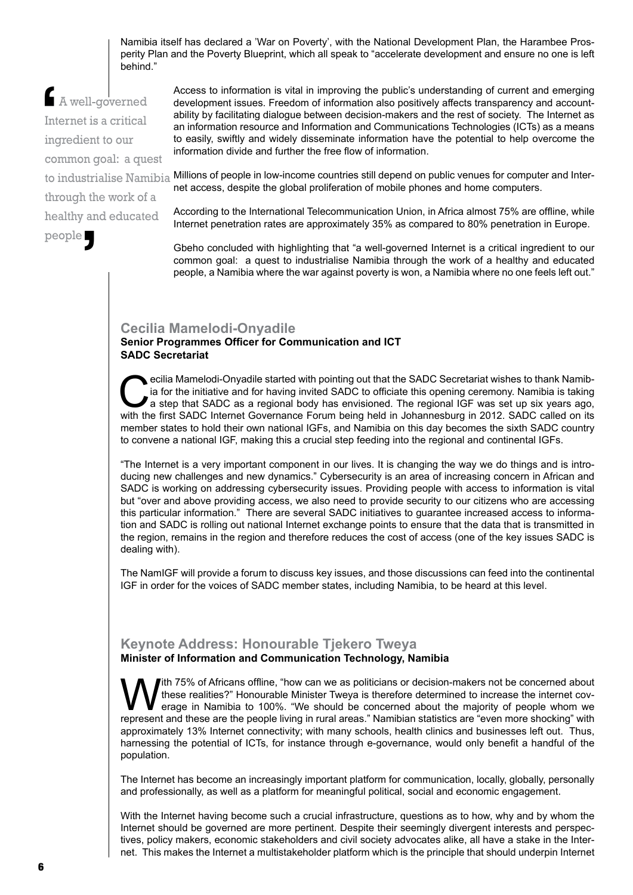Namibia itself has declared a 'War on Poverty', with the National Development Plan, the Harambee Prosperity Plan and the Poverty Blueprint, which all speak to "accelerate development and ensure no one is left behind."

> A well-governed Internet is a critical ingredient to our common goal: a quest to industrialise Namibia through the work of a healthy and educated people

Access to information is vital in improving the public's understanding of current and emerging development issues. Freedom of information also positively affects transparency and accountability by facilitating dialogue between decision-makers and the rest of society. The Internet as an information resource and Information and Communications Technologies (ICTs) as a means to easily, swiftly and widely disseminate information have the potential to help overcome the information divide and further the free flow of information.

Millions of people in low-income countries still depend on public venues for computer and Internet access, despite the global proliferation of mobile phones and home computers.

According to the International Telecommunication Union, in Africa almost 75% are offline, while Internet penetration rates are approximately 35% as compared to 80% penetration in Europe.

Gbeho concluded with highlighting that "a well-governed Internet is a critical ingredient to our common goal: a quest to industrialise Namibia through the work of a healthy and educated people, a Namibia where the war against poverty is won, a Namibia where no one feels left out."

## Cecilia Mamelodi-Onyadile

**Senior Programmes Officer for Communication and ICT**
**SADC Secretariat**

Cecilia Mamelodi-Onyadile started with pointing out that the SADC Secretariat wishes to thank Namibia for the initiative and for having invited SADC to officiate this opening ceremony. Namibia is taking a step that SADC as a regional body has envisioned. The regional IGF was set up six years ago, with the first SADC Internet Governance Forum being held in Johannesburg in 2012. SADC called on its member states to hold their own national IGFs, and Namibia on this day becomes the sixth SADC country to convene a national IGF, making this a crucial step feeding into the regional and continental IGFs.

"The Internet is a very important component in our lives. It is changing the way we do things and is introducing new challenges and new dynamics." Cybersecurity is an area of increasing concern in African and SADC is working on addressing cybersecurity issues. Providing people with access to information is vital but "over and above providing access, we also need to provide security to our citizens who are accessing this particular information." There are several SADC initiatives to guarantee increased access to information and SADC is rolling out national Internet exchange points to ensure that the data that is transmitted in the region, remains in the region and therefore reduces the cost of access (one of the key issues SADC is dealing with).

The NamIGF will provide a forum to discuss key issues, and those discussions can feed into the continental IGF in order for the voices of SADC member states, including Namibia, to be heard at this level.

## Keynote Address: Honourable Tjekero Tweya

**Minister of Information and Communication Technology, Namibia**

With 75% of Africans offline, "how can we as politicians or decision-makers not be concerned about these realities?" Honourable Minister Tweya is therefore determined to increase the internet coverage in Namibia to 100%. "We should be concerned about the majority of people whom we represent and these are the people living in rural areas." Namibian statistics are "even more shocking" with approximately 13% Internet connectivity; with many schools, health clinics and businesses left out. Thus, harnessing the potential of ICTs, for instance through e-governance, would only benefit a handful of the population.

The Internet has become an increasingly important platform for communication, locally, globally, personally and professionally, as well as a platform for meaningful political, social and economic engagement.

With the Internet having become such a crucial infrastructure, questions as to how, why and by whom the Internet should be governed are more pertinent. Despite their seemingly divergent interests and perspectives, policy makers, economic stakeholders and civil society advocates alike, all have a stake in the Internet. This makes the Internet a multistakeholder platform which is the principle that should underpin Internet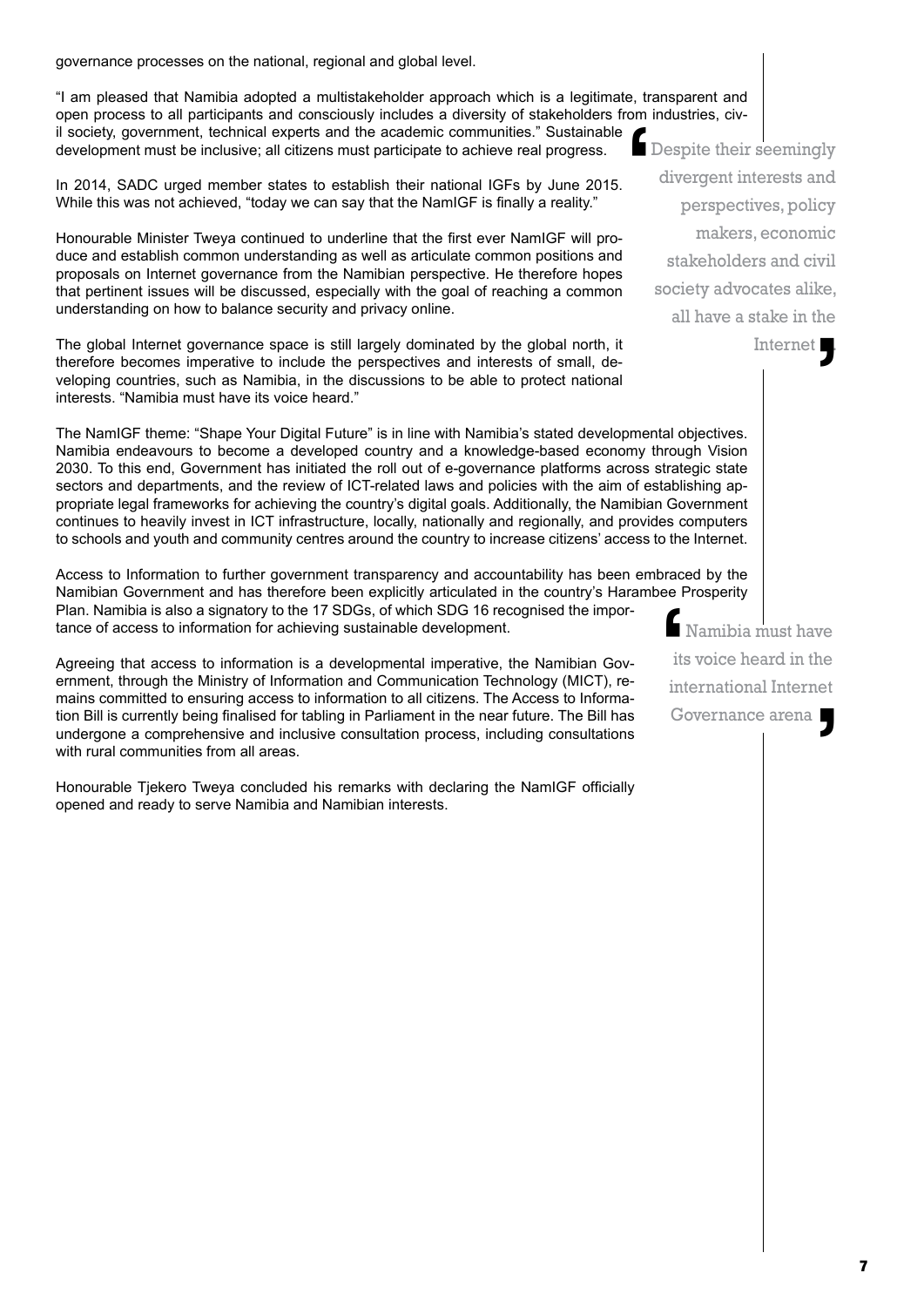governance processes on the national, regional and global level.

"I am pleased that Namibia adopted a multistakeholder approach which is a legitimate, transparent and open process to all participants and consciously includes a diversity of stakeholders from industries, civil society, government, technical experts and the academic communities." Sustainable development must be inclusive; all citizens must participate to achieve real progress.

> Despite their seemingly divergent interests and perspectives, policy makers, economic stakeholders and civil society advocates alike, all have a stake in the Internet

In 2014, SADC urged member states to establish their national IGFs by June 2015. While this was not achieved, "today we can say that the NamIGF is finally a reality."

Honourable Minister Tweya continued to underline that the first ever NamIGF will produce and establish common understanding as well as articulate common positions and proposals on Internet governance from the Namibian perspective. He therefore hopes that pertinent issues will be discussed, especially with the goal of reaching a common understanding on how to balance security and privacy online.

The global Internet governance space is still largely dominated by the global north, it therefore becomes imperative to include the perspectives and interests of small, developing countries, such as Namibia, in the discussions to be able to protect national interests. "Namibia must have its voice heard."

The NamIGF theme: "Shape Your Digital Future" is in line with Namibia's stated developmental objectives. Namibia endeavours to become a developed country and a knowledge-based economy through Vision 2030. To this end, Government has initiated the roll out of e-governance platforms across strategic state sectors and departments, and the review of ICT-related laws and policies with the aim of establishing appropriate legal frameworks for achieving the country's digital goals. Additionally, the Namibian Government continues to heavily invest in ICT infrastructure, locally, nationally and regionally, and provides computers to schools and youth and community centres around the country to increase citizens' access to the Internet.

Access to Information to further government transparency and accountability has been embraced by the Namibian Government and has therefore been explicitly articulated in the country's Harambee Prosperity Plan. Namibia is also a signatory to the 17 SDGs, of which SDG 16 recognised the importance of access to information for achieving sustainable development.

> Namibia must have its voice heard in the international Internet Governance arena

Agreeing that access to information is a developmental imperative, the Namibian Government, through the Ministry of Information and Communication Technology (MICT), remains committed to ensuring access to information to all citizens. The Access to Information Bill is currently being finalised for tabling in Parliament in the near future. The Bill has undergone a comprehensive and inclusive consultation process, including consultations with rural communities from all areas.

Honourable Tjekero Tweya concluded his remarks with declaring the NamIGF officially opened and ready to serve Namibia and Namibian interests.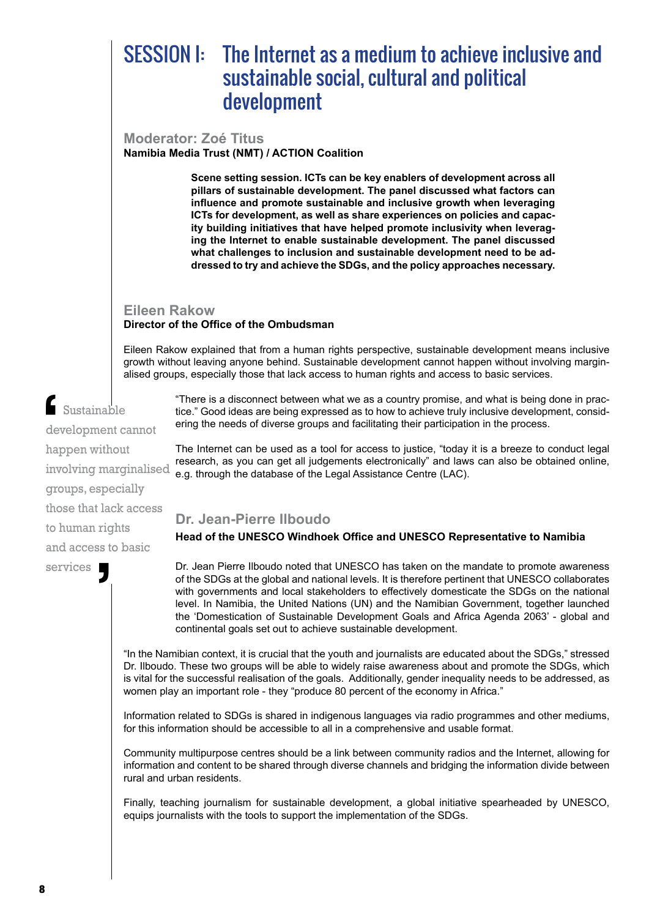# SESSION I: The Internet as a medium to achieve inclusive and sustainable social, cultural and political development

### Moderator: Zoé Titus

**Namibia Media Trust (NMT) / ACTION Coalition**

**Scene setting session. ICTs can be key enablers of development across all pillars of sustainable development. The panel discussed what factors can influence and promote sustainable and inclusive growth when leveraging ICTs for development, as well as share experiences on policies and capacity building initiatives that have helped promote inclusivity when leveraging the Internet to enable sustainable development. The panel discussed what challenges to inclusion and sustainable development need to be addressed to try and achieve the SDGs, and the policy approaches necessary.**

### Eileen Rakow

**Director of the Office of the Ombudsman**

Eileen Rakow explained that from a human rights perspective, sustainable development means inclusive growth without leaving anyone behind. Sustainable development cannot happen without involving marginalised groups, especially those that lack access to human rights and access to basic services.

> Sustainable development cannot happen without involving marginalised groups, especially those that lack access to human rights and access to basic services

"There is a disconnect between what we as a country promise, and what is being done in practice." Good ideas are being expressed as to how to achieve truly inclusive development, considering the needs of diverse groups and facilitating their participation in the process.

The Internet can be used as a tool for access to justice, "today it is a breeze to conduct legal research, as you can get all judgements electronically" and laws can also be obtained online, e.g. through the database of the Legal Assistance Centre (LAC).

### Dr. Jean-Pierre Ilboudo

**Head of the UNESCO Windhoek Office and UNESCO Representative to Namibia**

Dr. Jean Pierre Ilboudo noted that UNESCO has taken on the mandate to promote awareness of the SDGs at the global and national levels. It is therefore pertinent that UNESCO collaborates with governments and local stakeholders to effectively domesticate the SDGs on the national level. In Namibia, the United Nations (UN) and the Namibian Government, together launched the 'Domestication of Sustainable Development Goals and Africa Agenda 2063' - global and continental goals set out to achieve sustainable development.

"In the Namibian context, it is crucial that the youth and journalists are educated about the SDGs," stressed Dr. Ilboudo. These two groups will be able to widely raise awareness about and promote the SDGs, which is vital for the successful realisation of the goals. Additionally, gender inequality needs to be addressed, as women play an important role - they "produce 80 percent of the economy in Africa."

Information related to SDGs is shared in indigenous languages via radio programmes and other mediums, for this information should be accessible to all in a comprehensive and usable format.

Community multipurpose centres should be a link between community radios and the Internet, allowing for information and content to be shared through diverse channels and bridging the information divide between rural and urban residents.

Finally, teaching journalism for sustainable development, a global initiative spearheaded by UNESCO, equips journalists with the tools to support the implementation of the SDGs.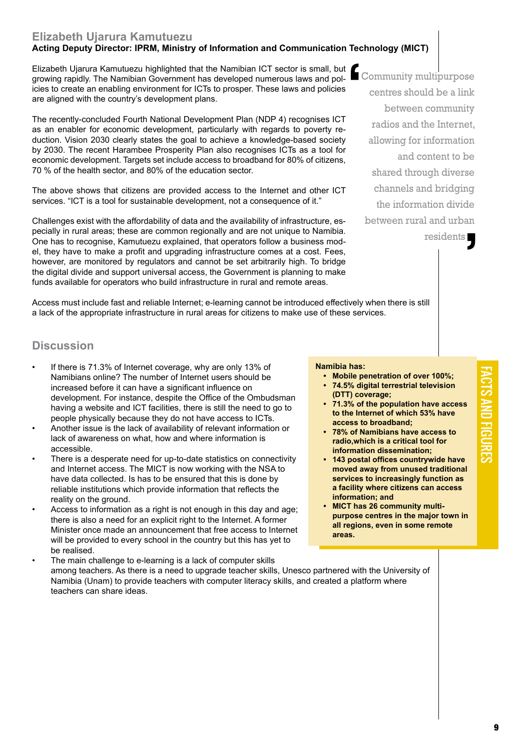## Elizabeth Ujarura Kamutuezu

**Acting Deputy Director: IPRM, Ministry of Information and Communication Technology (MICT)**

Elizabeth Ujarura Kamutuezu highlighted that the Namibian ICT sector is small, but growing rapidly. The Namibian Government has developed numerous laws and policies to create an enabling environment for ICTs to prosper. These laws and policies are aligned with the country's development plans.

The recently-concluded Fourth National Development Plan (NDP 4) recognises ICT as an enabler for economic development, particularly with regards to poverty reduction. Vision 2030 clearly states the goal to achieve a knowledge-based society by 2030. The recent Harambee Prosperity Plan also recognises ICTs as a tool for economic development. Targets set include access to broadband for 80% of citizens, 70 % of the health sector, and 80% of the education sector.

The above shows that citizens are provided access to the Internet and other ICT services. "ICT is a tool for sustainable development, not a consequence of it."

Challenges exist with the affordability of data and the availability of infrastructure, especially in rural areas; these are common regionally and are not unique to Namibia. One has to recognise, Kamutuezu explained, that operators follow a business model, they have to make a profit and upgrading infrastructure comes at a cost. Fees, however, are monitored by regulators and cannot be set arbitrarily high. To bridge the digital divide and support universal access, the Government is planning to make funds available for operators who build infrastructure in rural and remote areas.

> "Community multipurpose centres should be a link between community radios and the Internet, allowing for information and content to be shared through diverse channels and bridging the information divide between rural and urban residents"

Access must include fast and reliable Internet; e-learning cannot be introduced effectively when there is still a lack of the appropriate infrastructure in rural areas for citizens to make use of these services.

## Discussion

- If there is 71.3% of Internet coverage, why are only 13% of Namibians online? The number of Internet users should be increased before it can have a significant influence on development. For instance, despite the Office of the Ombudsman having a website and ICT facilities, there is still the need to go to people physically because they do not have access to ICTs.
- Another issue is the lack of availability of relevant information or lack of awareness on what, how and where information is accessible.
- There is a desperate need for up-to-date statistics on connectivity and Internet access. The MICT is now working with the NSA to have data collected. Is has to be ensured that this is done by reliable institutions which provide information that reflects the reality on the ground.
- Access to information as a right is not enough in this day and age; there is also a need for an explicit right to the Internet. A former Minister once made an announcement that free access to Internet will be provided to every school in the country but this has yet to be realised.
- The main challenge to e-learning is a lack of computer skills among teachers. As there is a need to upgrade teacher skills, Unesco partnered with the University of Namibia (Unam) to provide teachers with computer literacy skills, and created a platform where teachers can share ideas.

### FACTS AND FIGURES

**Namibia has:**

- **Mobile penetration of over 100%;**
- **74.5% digital terrestrial television (DTT) coverage;**
- **71.3% of the population have access to the Internet of which 53% have access to broadband;**
- **78% of Namibians have access to radio,which is a critical tool for information dissemination;**
- **143 postal offices countrywide have moved away from unused traditional services to increasingly function as a facility where citizens can access information; and**
- **MICT has 26 community multi-purpose centres in the major town in all regions, even in some remote areas.**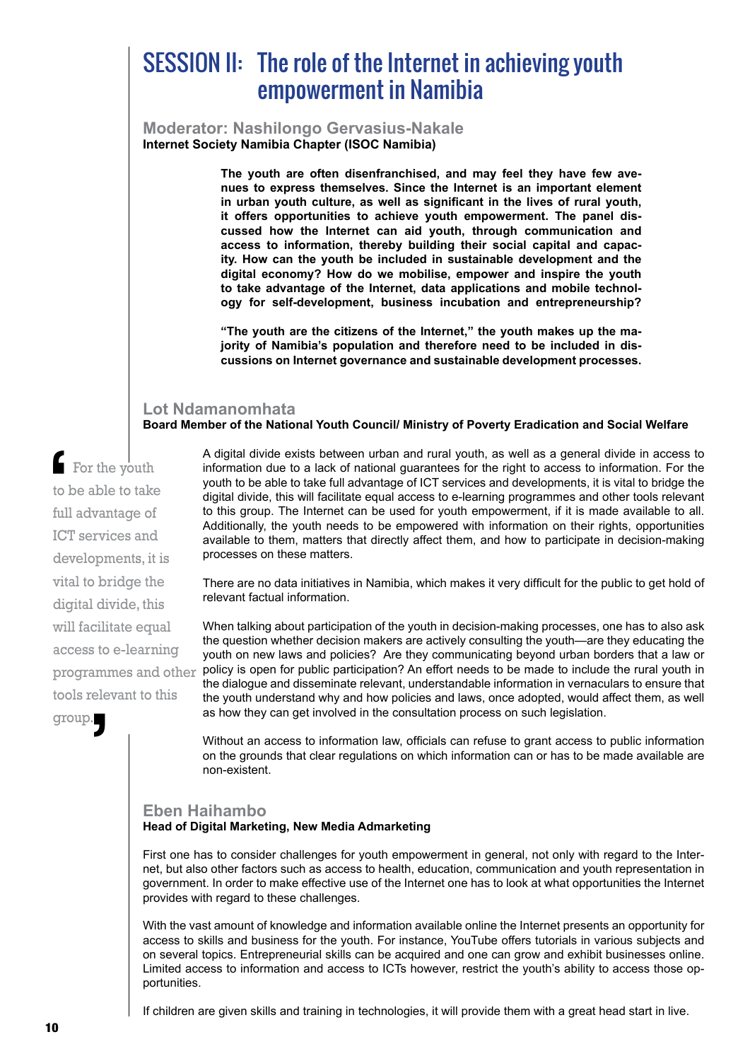# SESSION II: The role of the Internet in achieving youth empowerment in Namibia

**Moderator: Nashilongo Gervasius-Nakale**
**Internet Society Namibia Chapter (ISOC Namibia)**

**The youth are often disenfranchised, and may feel they have few avenues to express themselves. Since the Internet is an important element in urban youth culture, as well as significant in the lives of rural youth, it offers opportunities to achieve youth empowerment. The panel discussed how the Internet can aid youth, through communication and access to information, thereby building their social capital and capacity. How can the youth be included in sustainable development and the digital economy? How do we mobilise, empower and inspire the youth to take advantage of the Internet, data applications and mobile technology for self-development, business incubation and entrepreneurship?**

**"The youth are the citizens of the Internet," the youth makes up the majority of Namibia's population and therefore need to be included in discussions on Internet governance and sustainable development processes.**

## Lot Ndamanomhata

**Board Member of the National Youth Council/ Ministry of Poverty Eradication and Social Welfare**

> "For the youth to be able to take full advantage of ICT services and developments, it is vital to bridge the digital divide, this will facilitate equal access to e-learning programmes and other tools relevant to this group."

A digital divide exists between urban and rural youth, as well as a general divide in access to information due to a lack of national guarantees for the right to access to information. For the youth to be able to take full advantage of ICT services and developments, it is vital to bridge the digital divide, this will facilitate equal access to e-learning programmes and other tools relevant to this group. The Internet can be used for youth empowerment, if it is made available to all. Additionally, the youth needs to be empowered with information on their rights, opportunities available to them, matters that directly affect them, and how to participate in decision-making processes on these matters.

There are no data initiatives in Namibia, which makes it very difficult for the public to get hold of relevant factual information.

When talking about participation of the youth in decision-making processes, one has to also ask the question whether decision makers are actively consulting the youth—are they educating the youth on new laws and policies? Are they communicating beyond urban borders that a law or policy is open for public participation? An effort needs to be made to include the rural youth in the dialogue and disseminate relevant, understandable information in vernaculars to ensure that the youth understand why and how policies and laws, once adopted, would affect them, as well as how they can get involved in the consultation process on such legislation.

Without an access to information law, officials can refuse to grant access to public information on the grounds that clear regulations on which information can or has to be made available are non-existent.

## Eben Haihambo

**Head of Digital Marketing, New Media Admarketing**

First one has to consider challenges for youth empowerment in general, not only with regard to the Internet, but also other factors such as access to health, education, communication and youth representation in government. In order to make effective use of the Internet one has to look at what opportunities the Internet provides with regard to these challenges.

With the vast amount of knowledge and information available online the Internet presents an opportunity for access to skills and business for the youth. For instance, YouTube offers tutorials in various subjects and on several topics. Entrepreneurial skills can be acquired and one can grow and exhibit businesses online. Limited access to information and access to ICTs however, restrict the youth's ability to access those opportunities.

If children are given skills and training in technologies, it will provide them with a great head start in live.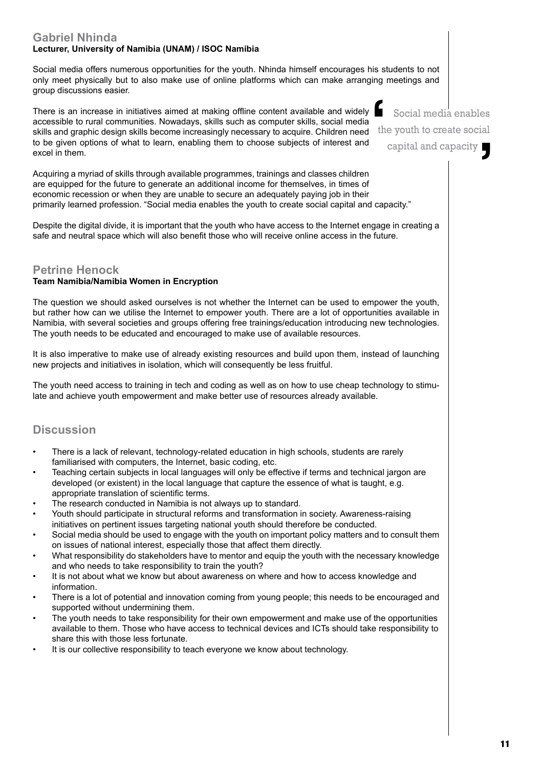## Gabriel Nhinda

**Lecturer, University of Namibia (UNAM) / ISOC Namibia**

Social media offers numerous opportunities for the youth. Nhinda himself encourages his students to not only meet physically but to also make use of online platforms which can make arranging meetings and group discussions easier.

There is an increase in initiatives aimed at making offline content available and widely accessible to rural communities. Nowadays, skills such as computer skills, social media skills and graphic design skills become increasingly necessary to acquire. Children need to be given options of what to learn, enabling them to choose subjects of interest and excel in them.

> Social media enables the youth to create social capital and capacity

Acquiring a myriad of skills through available programmes, trainings and classes children are equipped for the future to generate an additional income for themselves, in times of economic recession or when they are unable to secure an adequately paying job in their primarily learned profession. "Social media enables the youth to create social capital and capacity."

Despite the digital divide, it is important that the youth who have access to the Internet engage in creating a safe and neutral space which will also benefit those who will receive online access in the future.

## Petrine Henock

**Team Namibia/Namibia Women in Encryption**

The question we should asked ourselves is not whether the Internet can be used to empower the youth, but rather how can we utilise the Internet to empower youth. There are a lot of opportunities available in Namibia, with several societies and groups offering free trainings/education introducing new technologies. The youth needs to be educated and encouraged to make use of available resources.

It is also imperative to make use of already existing resources and build upon them, instead of launching new projects and initiatives in isolation, which will consequently be less fruitful.

The youth need access to training in tech and coding as well as on how to use cheap technology to stimulate and achieve youth empowerment and make better use of resources already available.

## Discussion

- There is a lack of relevant, technology-related education in high schools, students are rarely familiarised with computers, the Internet, basic coding, etc.
- Teaching certain subjects in local languages will only be effective if terms and technical jargon are developed (or existent) in the local language that capture the essence of what is taught, e.g. appropriate translation of scientific terms.
- The research conducted in Namibia is not always up to standard.
- Youth should participate in structural reforms and transformation in society. Awareness-raising initiatives on pertinent issues targeting national youth should therefore be conducted.
- Social media should be used to engage with the youth on important policy matters and to consult them on issues of national interest, especially those that affect them directly.
- What responsibility do stakeholders have to mentor and equip the youth with the necessary knowledge and who needs to take responsibility to train the youth?
- It is not about what we know but about awareness on where and how to access knowledge and information.
- There is a lot of potential and innovation coming from young people; this needs to be encouraged and supported without undermining them.
- The youth needs to take responsibility for their own empowerment and make use of the opportunities available to them. Those who have access to technical devices and ICTs should take responsibility to share this with those less fortunate.
- It is our collective responsibility to teach everyone we know about technology.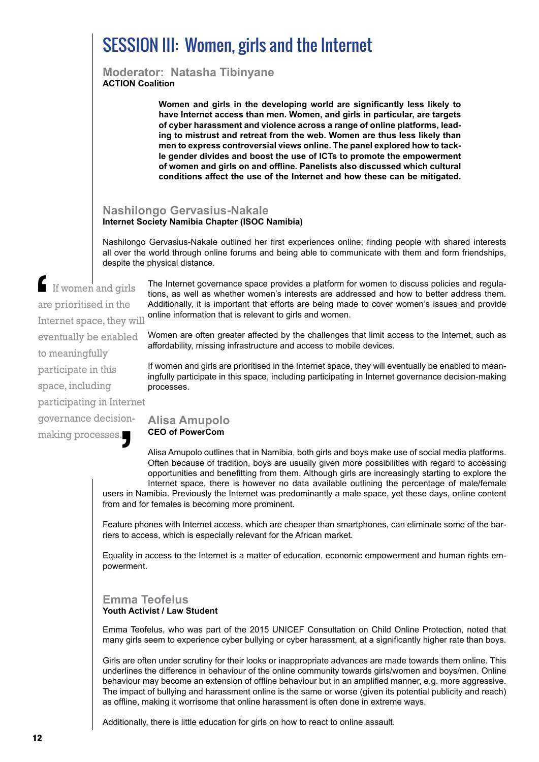# SESSION III: Women, girls and the Internet

**Moderator: Natasha Tibinyane**
**ACTION Coalition**

**Women and girls in the developing world are significantly less likely to have Internet access than men. Women, and girls in particular, are targets of cyber harassment and violence across a range of online platforms, leading to mistrust and retreat from the web. Women are thus less likely than men to express controversial views online. The panel explored how to tackle gender divides and boost the use of ICTs to promote the empowerment of women and girls on and offline. Panelists also discussed which cultural conditions affect the use of the Internet and how these can be mitigated.**

## Nashilongo Gervasius-Nakale

**Internet Society Namibia Chapter (ISOC Namibia)**

Nashilongo Gervasius-Nakale outlined her first experiences online; finding people with shared interests all over the world through online forums and being able to communicate with them and form friendships, despite the physical distance.

The Internet governance space provides a platform for women to discuss policies and regulations, as well as whether women's interests are addressed and how to better address them. Additionally, it is important that efforts are being made to cover women's issues and provide online information that is relevant to girls and women.

Women are often greater affected by the challenges that limit access to the Internet, such as affordability, missing infrastructure and access to mobile devices.

If women and girls are prioritised in the Internet space, they will eventually be enabled to meaningfully participate in this space, including participating in Internet governance decision-making processes.

> "If women and girls are prioritised in the Internet space, they will eventually be enabled to meaningfully participate in this space, including participating in Internet governance decision-making processes."

## Alisa Amupolo

**CEO of PowerCom**

Alisa Amupolo outlines that in Namibia, both girls and boys make use of social media platforms. Often because of tradition, boys are usually given more possibilities with regard to accessing opportunities and benefitting from them. Although girls are increasingly starting to explore the Internet space, there is however no data available outlining the percentage of male/female users in Namibia. Previously the Internet was predominantly a male space, yet these days, online content from and for females is becoming more prominent.

Feature phones with Internet access, which are cheaper than smartphones, can eliminate some of the barriers to access, which is especially relevant for the African market.

Equality in access to the Internet is a matter of education, economic empowerment and human rights empowerment.

## Emma Teofelus

**Youth Activist / Law Student**

Emma Teofelus, who was part of the 2015 UNICEF Consultation on Child Online Protection, noted that many girls seem to experience cyber bullying or cyber harassment, at a significantly higher rate than boys.

Girls are often under scrutiny for their looks or inappropriate advances are made towards them online. This underlines the difference in behaviour of the online community towards girls/women and boys/men. Online behaviour may become an extension of offline behaviour but in an amplified manner, e.g. more aggressive. The impact of bullying and harassment online is the same or worse (given its potential publicity and reach) as offline, making it worrisome that online harassment is often done in extreme ways.

Additionally, there is little education for girls on how to react to online assault.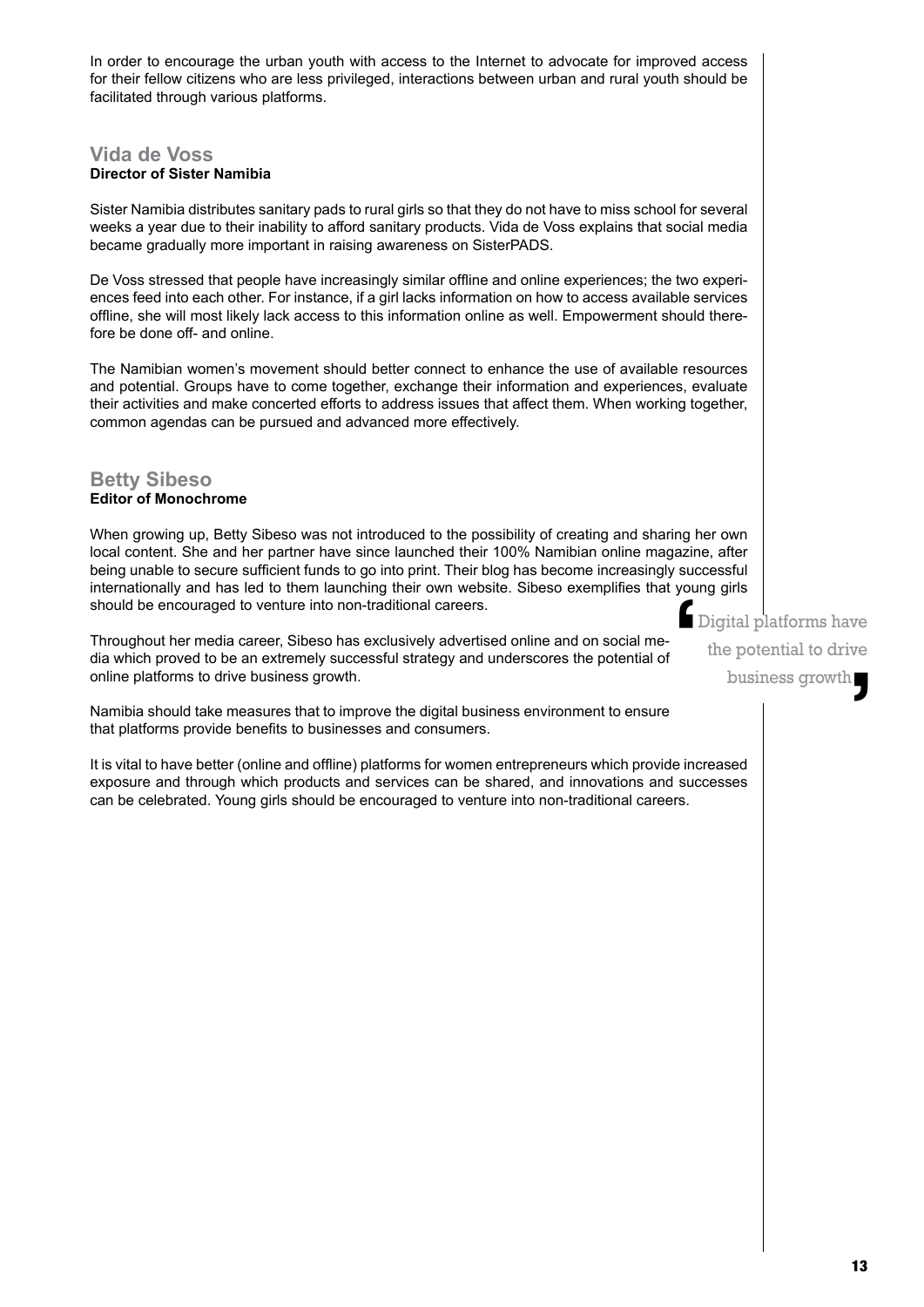In order to encourage the urban youth with access to the Internet to advocate for improved access for their fellow citizens who are less privileged, interactions between urban and rural youth should be facilitated through various platforms.

## Vida de Voss
**Director of Sister Namibia**

Sister Namibia distributes sanitary pads to rural girls so that they do not have to miss school for several weeks a year due to their inability to afford sanitary products. Vida de Voss explains that social media became gradually more important in raising awareness on SisterPADS.

De Voss stressed that people have increasingly similar offline and online experiences; the two experiences feed into each other. For instance, if a girl lacks information on how to access available services offline, she will most likely lack access to this information online as well. Empowerment should therefore be done off- and online.

The Namibian women's movement should better connect to enhance the use of available resources and potential. Groups have to come together, exchange their information and experiences, evaluate their activities and make concerted efforts to address issues that affect them. When working together, common agendas can be pursued and advanced more effectively.

## Betty Sibeso
**Editor of Monochrome**

When growing up, Betty Sibeso was not introduced to the possibility of creating and sharing her own local content. She and her partner have since launched their 100% Namibian online magazine, after being unable to secure sufficient funds to go into print. Their blog has become increasingly successful internationally and has led to them launching their own website. Sibeso exemplifies that young girls should be encouraged to venture into non-traditional careers.

Throughout her media career, Sibeso has exclusively advertised online and on social media which proved to be an extremely successful strategy and underscores the potential of online platforms to drive business growth.

> "Digital platforms have the potential to drive business growth"

Namibia should take measures that to improve the digital business environment to ensure that platforms provide benefits to businesses and consumers.

It is vital to have better (online and offline) platforms for women entrepreneurs which provide increased exposure and through which products and services can be shared, and innovations and successes can be celebrated. Young girls should be encouraged to venture into non-traditional careers.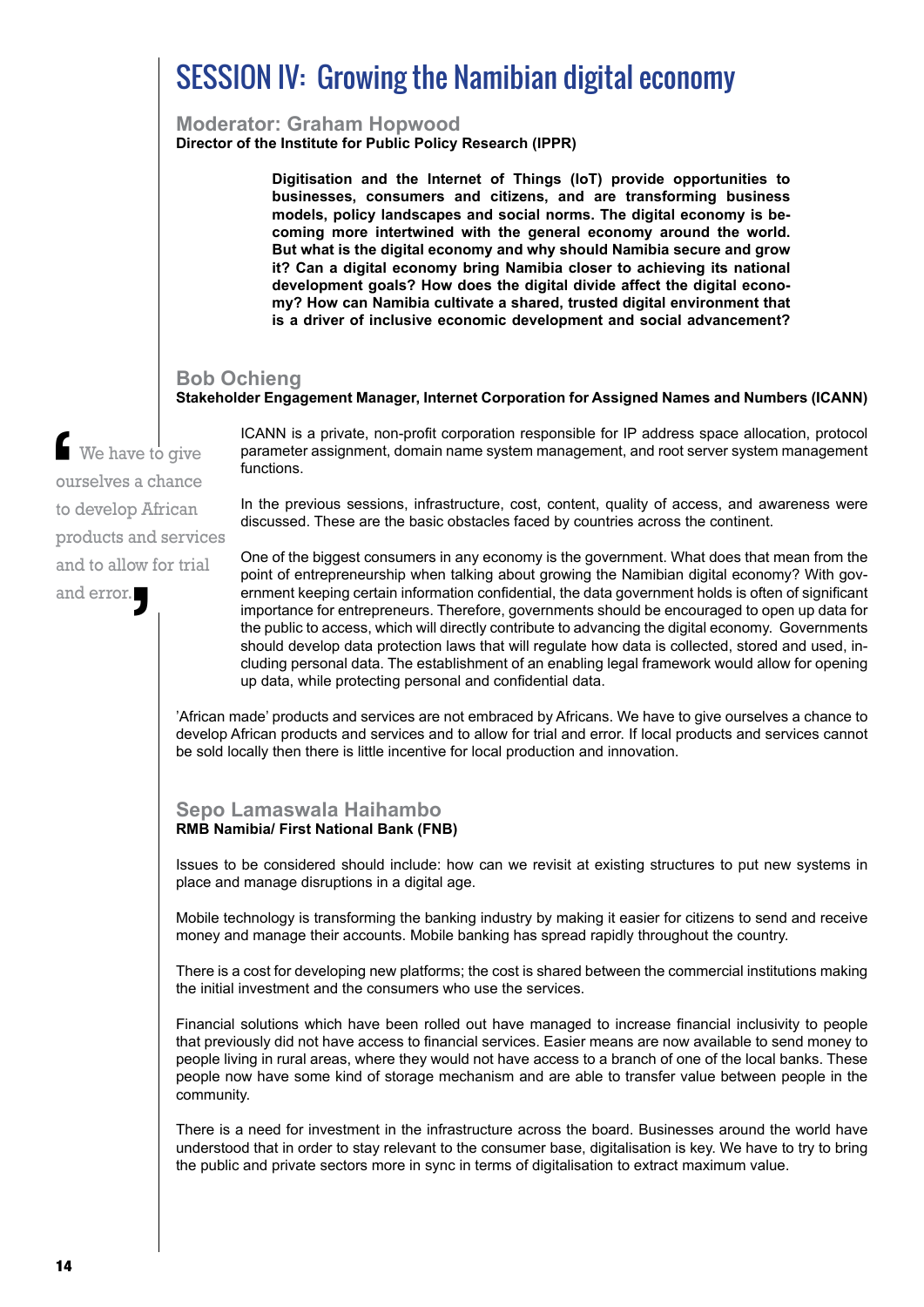# SESSION IV: Growing the Namibian digital economy

## Moderator: Graham Hopwood

**Director of the Institute for Public Policy Research (IPPR)**

**Digitisation and the Internet of Things (IoT) provide opportunities to businesses, consumers and citizens, and are transforming business models, policy landscapes and social norms. The digital economy is becoming more intertwined with the general economy around the world. But what is the digital economy and why should Namibia secure and grow it? Can a digital economy bring Namibia closer to achieving its national development goals? How does the digital divide affect the digital economy? How can Namibia cultivate a shared, trusted digital environment that is a driver of inclusive economic development and social advancement?**

## Bob Ochieng

**Stakeholder Engagement Manager, Internet Corporation for Assigned Names and Numbers (ICANN)**

> We have to give ourselves a chance to develop African products and services and to allow for trial and error.

ICANN is a private, non-profit corporation responsible for IP address space allocation, protocol parameter assignment, domain name system management, and root server system management functions.

In the previous sessions, infrastructure, cost, content, quality of access, and awareness were discussed. These are the basic obstacles faced by countries across the continent.

One of the biggest consumers in any economy is the government. What does that mean from the point of entrepreneurship when talking about growing the Namibian digital economy? With government keeping certain information confidential, the data government holds is often of significant importance for entrepreneurs. Therefore, governments should be encouraged to open up data for the public to access, which will directly contribute to advancing the digital economy. Governments should develop data protection laws that will regulate how data is collected, stored and used, including personal data. The establishment of an enabling legal framework would allow for opening up data, while protecting personal and confidential data.

'African made' products and services are not embraced by Africans. We have to give ourselves a chance to develop African products and services and to allow for trial and error. If local products and services cannot be sold locally then there is little incentive for local production and innovation.

## Sepo Lamaswala Haihambo

**RMB Namibia/ First National Bank (FNB)**

Issues to be considered should include: how can we revisit at existing structures to put new systems in place and manage disruptions in a digital age.

Mobile technology is transforming the banking industry by making it easier for citizens to send and receive money and manage their accounts. Mobile banking has spread rapidly throughout the country.

There is a cost for developing new platforms; the cost is shared between the commercial institutions making the initial investment and the consumers who use the services.

Financial solutions which have been rolled out have managed to increase financial inclusivity to people that previously did not have access to financial services. Easier means are now available to send money to people living in rural areas, where they would not have access to a branch of one of the local banks. These people now have some kind of storage mechanism and are able to transfer value between people in the community.

There is a need for investment in the infrastructure across the board. Businesses around the world have understood that in order to stay relevant to the consumer base, digitalisation is key. We have to try to bring the public and private sectors more in sync in terms of digitalisation to extract maximum value.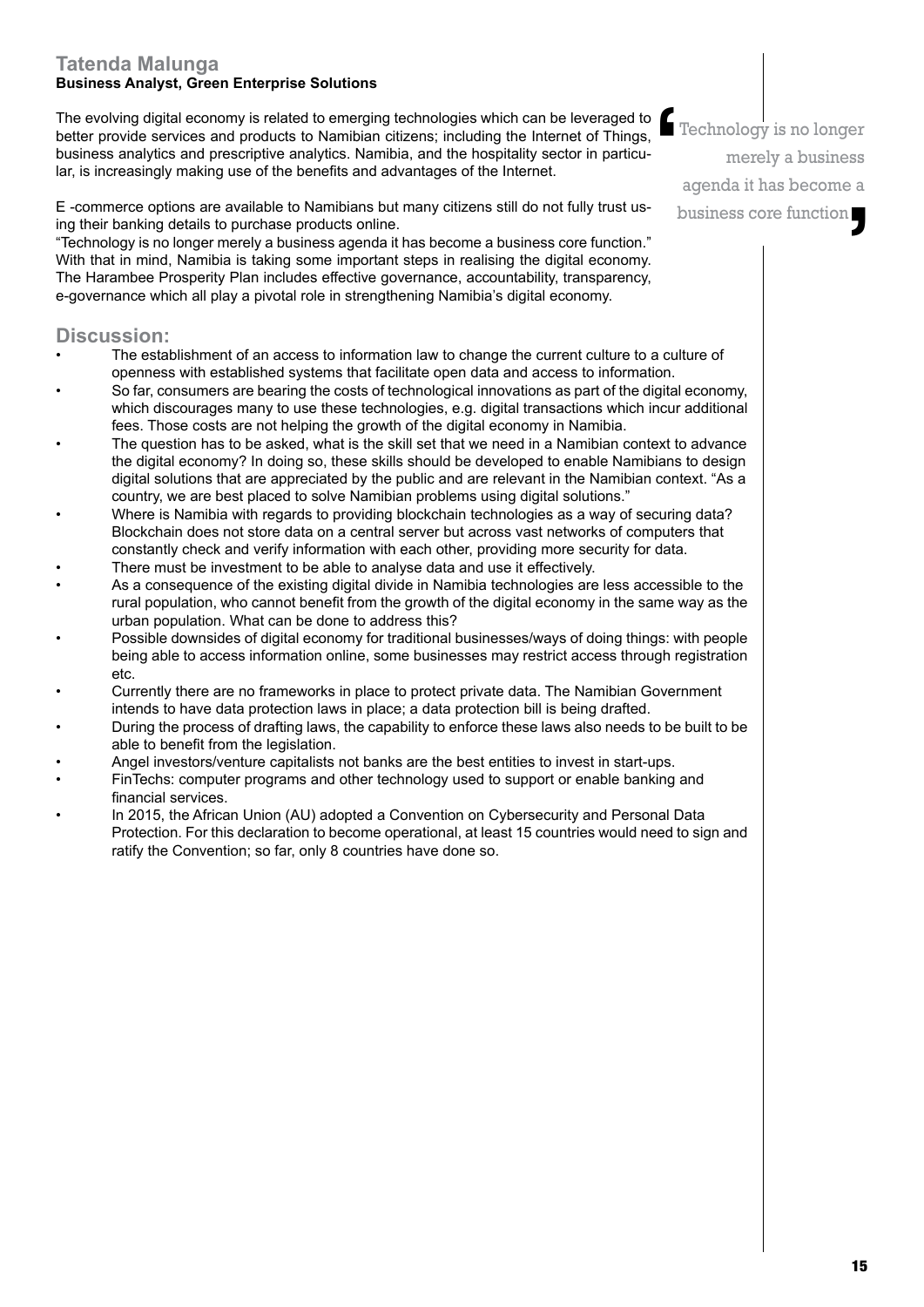## Tatenda Malunga

**Business Analyst, Green Enterprise Solutions**

The evolving digital economy is related to emerging technologies which can be leveraged to better provide services and products to Namibian citizens; including the Internet of Things, business analytics and prescriptive analytics. Namibia, and the hospitality sector in particular, is increasingly making use of the benefits and advantages of the Internet.

E -commerce options are available to Namibians but many citizens still do not fully trust using their banking details to purchase products online.

"Technology is no longer merely a business agenda it has become a business core function." With that in mind, Namibia is taking some important steps in realising the digital economy. The Harambee Prosperity Plan includes effective governance, accountability, transparency, e-governance which all play a pivotal role in strengthening Namibia's digital economy.

> Technology is no longer merely a business agenda it has become a business core function

## Discussion:

- The establishment of an access to information law to change the current culture to a culture of openness with established systems that facilitate open data and access to information.
- So far, consumers are bearing the costs of technological innovations as part of the digital economy, which discourages many to use these technologies, e.g. digital transactions which incur additional fees. Those costs are not helping the growth of the digital economy in Namibia.
- The question has to be asked, what is the skill set that we need in a Namibian context to advance the digital economy? In doing so, these skills should be developed to enable Namibians to design digital solutions that are appreciated by the public and are relevant in the Namibian context. "As a country, we are best placed to solve Namibian problems using digital solutions."
- Where is Namibia with regards to providing blockchain technologies as a way of securing data? Blockchain does not store data on a central server but across vast networks of computers that constantly check and verify information with each other, providing more security for data.
- There must be investment to be able to analyse data and use it effectively.
- As a consequence of the existing digital divide in Namibia technologies are less accessible to the rural population, who cannot benefit from the growth of the digital economy in the same way as the urban population. What can be done to address this?
- Possible downsides of digital economy for traditional businesses/ways of doing things: with people being able to access information online, some businesses may restrict access through registration etc.
- Currently there are no frameworks in place to protect private data. The Namibian Government intends to have data protection laws in place; a data protection bill is being drafted.
- During the process of drafting laws, the capability to enforce these laws also needs to be built to be able to benefit from the legislation.
- Angel investors/venture capitalists not banks are the best entities to invest in start-ups.
- FinTechs: computer programs and other technology used to support or enable banking and financial services.
- In 2015, the African Union (AU) adopted a Convention on Cybersecurity and Personal Data Protection. For this declaration to become operational, at least 15 countries would need to sign and ratify the Convention; so far, only 8 countries have done so.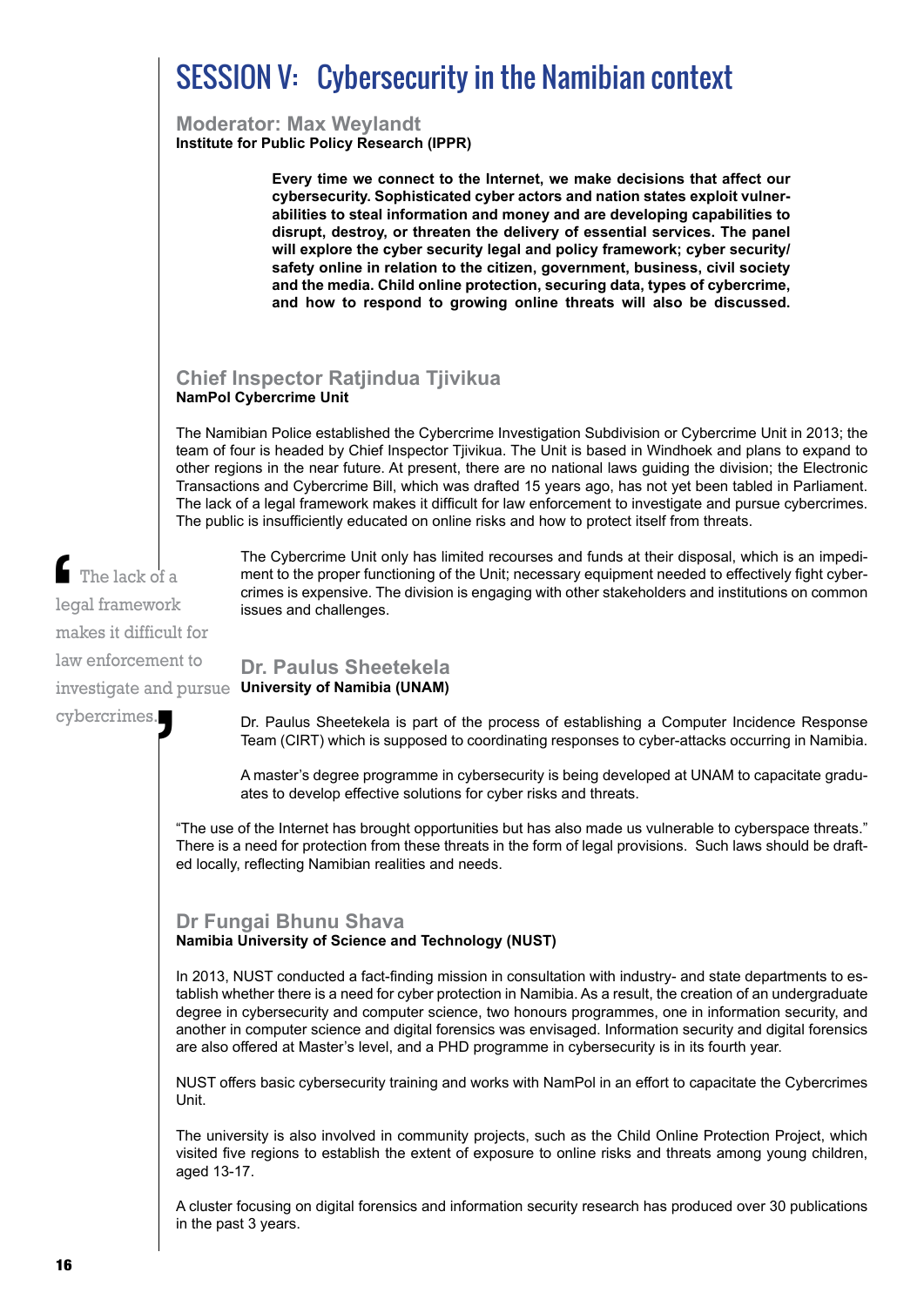# SESSION V: Cybersecurity in the Namibian context

**Moderator: Max Weylandt**
**Institute for Public Policy Research (IPPR)**

**Every time we connect to the Internet, we make decisions that affect our cybersecurity. Sophisticated cyber actors and nation states exploit vulnerabilities to steal information and money and are developing capabilities to disrupt, destroy, or threaten the delivery of essential services. The panel will explore the cyber security legal and policy framework; cyber security/ safety online in relation to the citizen, government, business, civil society and the media. Child online protection, securing data, types of cybercrime, and how to respond to growing online threats will also be discussed.**

## Chief Inspector Ratjindua Tjivikua
**NamPol Cybercrime Unit**

The Namibian Police established the Cybercrime Investigation Subdivision or Cybercrime Unit in 2013; the team of four is headed by Chief Inspector Tjivikua. The Unit is based in Windhoek and plans to expand to other regions in the near future. At present, there are no national laws guiding the division; the Electronic Transactions and Cybercrime Bill, which was drafted 15 years ago, has not yet been tabled in Parliament. The lack of a legal framework makes it difficult for law enforcement to investigate and pursue cybercrimes. The public is insufficiently educated on online risks and how to protect itself from threats.

> "The lack of a legal framework makes it difficult for law enforcement to investigate and pursue cybercrimes."

The Cybercrime Unit only has limited recourses and funds at their disposal, which is an impediment to the proper functioning of the Unit; necessary equipment needed to effectively fight cybercrimes is expensive. The division is engaging with other stakeholders and institutions on common issues and challenges.

## Dr. Paulus Sheetekela
**University of Namibia (UNAM)**

Dr. Paulus Sheetekela is part of the process of establishing a Computer Incidence Response Team (CIRT) which is supposed to coordinating responses to cyber-attacks occurring in Namibia.

A master's degree programme in cybersecurity is being developed at UNAM to capacitate graduates to develop effective solutions for cyber risks and threats.

"The use of the Internet has brought opportunities but has also made us vulnerable to cyberspace threats." There is a need for protection from these threats in the form of legal provisions. Such laws should be drafted locally, reflecting Namibian realities and needs.

## Dr Fungai Bhunu Shava
**Namibia University of Science and Technology (NUST)**

In 2013, NUST conducted a fact-finding mission in consultation with industry- and state departments to establish whether there is a need for cyber protection in Namibia. As a result, the creation of an undergraduate degree in cybersecurity and computer science, two honours programmes, one in information security, and another in computer science and digital forensics was envisaged. Information security and digital forensics are also offered at Master's level, and a PHD programme in cybersecurity is in its fourth year.

NUST offers basic cybersecurity training and works with NamPol in an effort to capacitate the Cybercrimes Unit.

The university is also involved in community projects, such as the Child Online Protection Project, which visited five regions to establish the extent of exposure to online risks and threats among young children, aged 13-17.

A cluster focusing on digital forensics and information security research has produced over 30 publications in the past 3 years.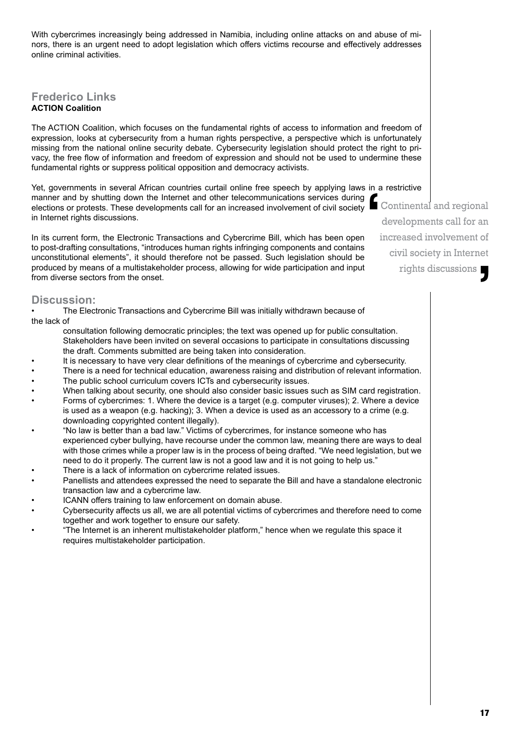With cybercrimes increasingly being addressed in Namibia, including online attacks on and abuse of minors, there is an urgent need to adopt legislation which offers victims recourse and effectively addresses online criminal activities.

## Frederico Links

**ACTION Coalition**

The ACTION Coalition, which focuses on the fundamental rights of access to information and freedom of expression, looks at cybersecurity from a human rights perspective, a perspective which is unfortunately missing from the national online security debate. Cybersecurity legislation should protect the right to privacy, the free flow of information and freedom of expression and should not be used to undermine these fundamental rights or suppress political opposition and democracy activists.

Yet, governments in several African countries curtail online free speech by applying laws in a restrictive manner and by shutting down the Internet and other telecommunications services during elections or protests. These developments call for an increased involvement of civil society in Internet rights discussions.

> "Continental and regional developments call for an increased involvement of civil society in Internet rights discussions"

In its current form, the Electronic Transactions and Cybercrime Bill, which has been open to post-drafting consultations, "introduces human rights infringing components and contains unconstitutional elements", it should therefore not be passed. Such legislation should be produced by means of a multistakeholder process, allowing for wide participation and input from diverse sectors from the onset.

## Discussion:

- The Electronic Transactions and Cybercrime Bill was initially withdrawn because of the lack of consultation following democratic principles; the text was opened up for public consultation. Stakeholders have been invited on several occasions to participate in consultations discussing the draft. Comments submitted are being taken into consideration.
- It is necessary to have very clear definitions of the meanings of cybercrime and cybersecurity.
- There is a need for technical education, awareness raising and distribution of relevant information.
- The public school curriculum covers ICTs and cybersecurity issues.
- When talking about security, one should also consider basic issues such as SIM card registration.
- Forms of cybercrimes: 1. Where the device is a target (e.g. computer viruses); 2. Where a device is used as a weapon (e.g. hacking); 3. When a device is used as an accessory to a crime (e.g. downloading copyrighted content illegally).
- "No law is better than a bad law." Victims of cybercrimes, for instance someone who has experienced cyber bullying, have recourse under the common law, meaning there are ways to deal with those crimes while a proper law is in the process of being drafted. "We need legislation, but we need to do it properly. The current law is not a good law and it is not going to help us."
- There is a lack of information on cybercrime related issues.
- Panellists and attendees expressed the need to separate the Bill and have a standalone electronic transaction law and a cybercrime law.
- ICANN offers training to law enforcement on domain abuse.
- Cybersecurity affects us all, we are all potential victims of cybercrimes and therefore need to come together and work together to ensure our safety.
- "The Internet is an inherent multistakeholder platform," hence when we regulate this space it requires multistakeholder participation.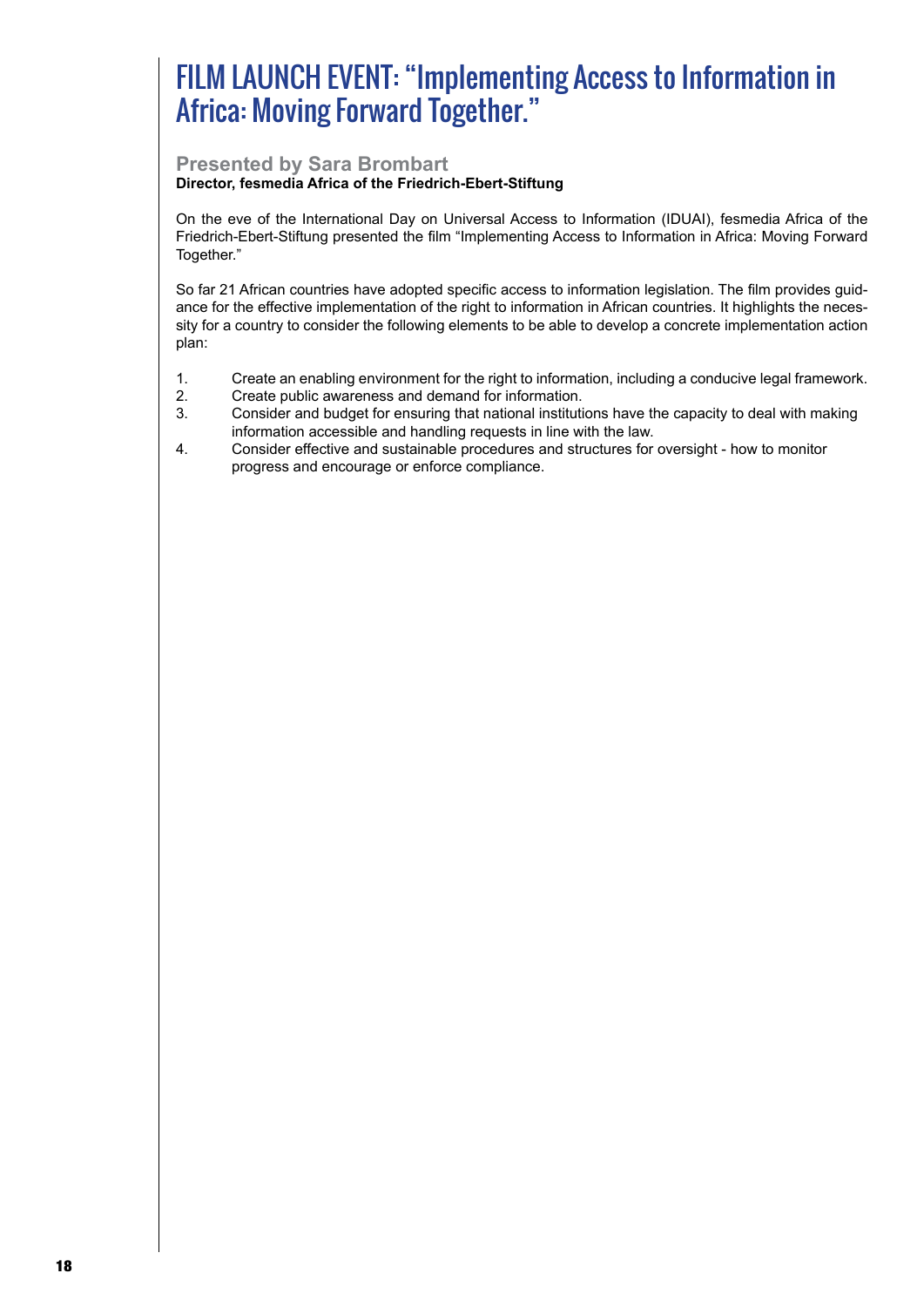# FILM LAUNCH EVENT: "Implementing Access to Information in Africa: Moving Forward Together."

### Presented by Sara Brombart

**Director, fesmedia Africa of the Friedrich-Ebert-Stiftung**

On the eve of the International Day on Universal Access to Information (IDUAI), fesmedia Africa of the Friedrich-Ebert-Stiftung presented the film "Implementing Access to Information in Africa: Moving Forward Together."

So far 21 African countries have adopted specific access to information legislation. The film provides guidance for the effective implementation of the right to information in African countries. It highlights the necessity for a country to consider the following elements to be able to develop a concrete implementation action plan:

1. Create an enabling environment for the right to information, including a conducive legal framework.
2. Create public awareness and demand for information.
3. Consider and budget for ensuring that national institutions have the capacity to deal with making information accessible and handling requests in line with the law.
4. Consider effective and sustainable procedures and structures for oversight - how to monitor progress and encourage or enforce compliance.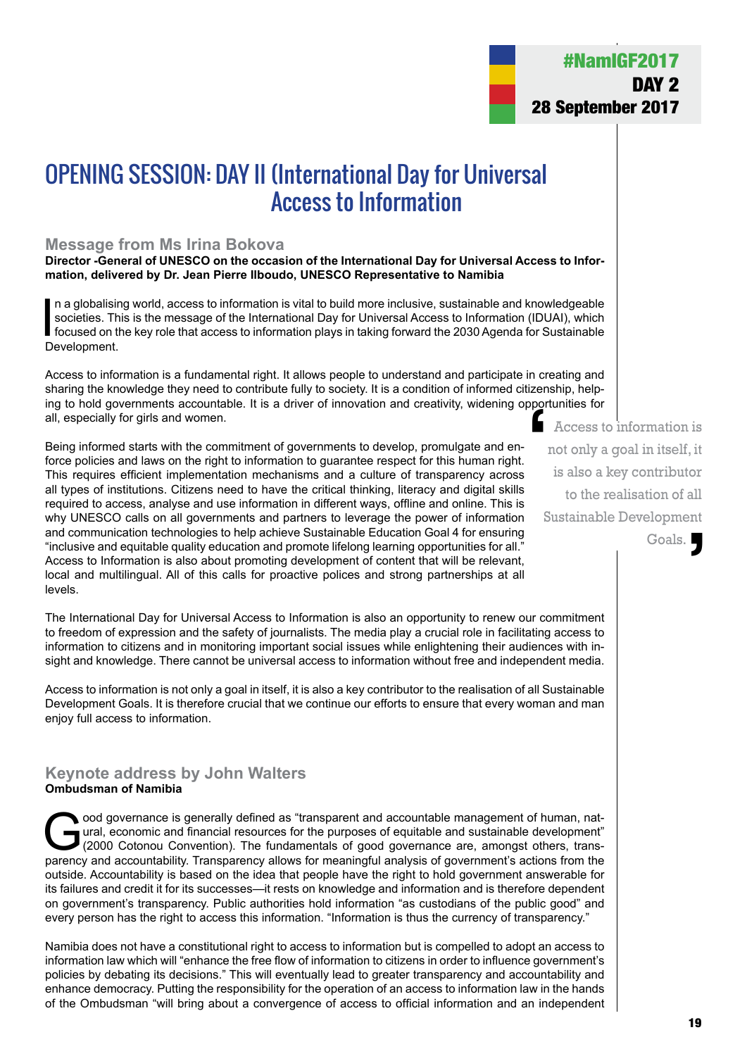# OPENING SESSION: DAY II (International Day for Universal Access to Information

## Message from Ms Irina Bokova

**Director -General of UNESCO on the occasion of the International Day for Universal Access to Information, delivered by Dr. Jean Pierre Ilboudo, UNESCO Representative to Namibia**

In a globalising world, access to information is vital to build more inclusive, sustainable and knowledgeable societies. This is the message of the International Day for Universal Access to Information (IDUAI), which focused on the key role that access to information plays in taking forward the 2030 Agenda for Sustainable Development.

Access to information is a fundamental right. It allows people to understand and participate in creating and sharing the knowledge they need to contribute fully to society. It is a condition of informed citizenship, helping to hold governments accountable. It is a driver of innovation and creativity, widening opportunities for all, especially for girls and women.

Being informed starts with the commitment of governments to develop, promulgate and enforce policies and laws on the right to information to guarantee respect for this human right. This requires efficient implementation mechanisms and a culture of transparency across all types of institutions. Citizens need to have the critical thinking, literacy and digital skills required to access, analyse and use information in different ways, offline and online. This is why UNESCO calls on all governments and partners to leverage the power of information and communication technologies to help achieve Sustainable Education Goal 4 for ensuring "inclusive and equitable quality education and promote lifelong learning opportunities for all." Access to Information is also about promoting development of content that will be relevant, local and multilingual. All of this calls for proactive polices and strong partnerships at all levels.

> Access to information is not only a goal in itself, it is also a key contributor to the realisation of all Sustainable Development Goals.

The International Day for Universal Access to Information is also an opportunity to renew our commitment to freedom of expression and the safety of journalists. The media play a crucial role in facilitating access to information to citizens and in monitoring important social issues while enlightening their audiences with insight and knowledge. There cannot be universal access to information without free and independent media.

Access to information is not only a goal in itself, it is also a key contributor to the realisation of all Sustainable Development Goals. It is therefore crucial that we continue our efforts to ensure that every woman and man enjoy full access to information.

## Keynote address by John Walters

**Ombudsman of Namibia**

Good governance is generally defined as "transparent and accountable management of human, natural, economic and financial resources for the purposes of equitable and sustainable development" (2000 Cotonou Convention). The fundamentals of good governance are, amongst others, transparency and accountability. Transparency allows for meaningful analysis of government's actions from the outside. Accountability is based on the idea that people have the right to hold government answerable for its failures and credit it for its successes—it rests on knowledge and information and is therefore dependent on government's transparency. Public authorities hold information "as custodians of the public good" and every person has the right to access this information. "Information is thus the currency of transparency."

Namibia does not have a constitutional right to access to information but is compelled to adopt an access to information law which will "enhance the free flow of information to citizens in order to influence government's policies by debating its decisions." This will eventually lead to greater transparency and accountability and enhance democracy. Putting the responsibility for the operation of an access to information law in the hands of the Ombudsman "will bring about a convergence of access to official information and an independent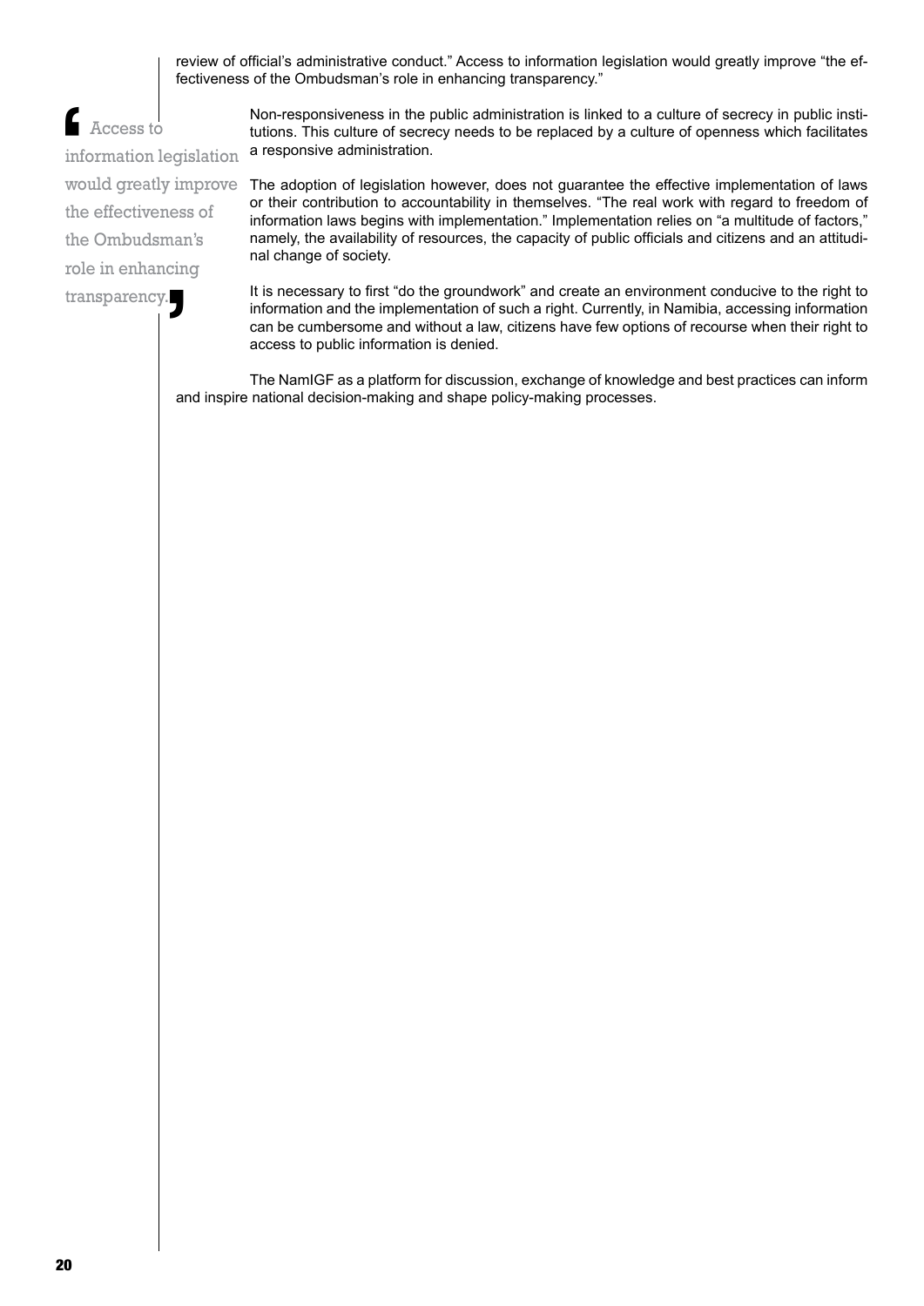review of official's administrative conduct." Access to information legislation would greatly improve "the effectiveness of the Ombudsman's role in enhancing transparency."

> Access to information legislation would greatly improve the effectiveness of the Ombudsman's role in enhancing transparency.

Non-responsiveness in the public administration is linked to a culture of secrecy in public institutions. This culture of secrecy needs to be replaced by a culture of openness which facilitates a responsive administration.

The adoption of legislation however, does not guarantee the effective implementation of laws or their contribution to accountability in themselves. "The real work with regard to freedom of information laws begins with implementation." Implementation relies on "a multitude of factors," namely, the availability of resources, the capacity of public officials and citizens and an attitudinal change of society.

It is necessary to first "do the groundwork" and create an environment conducive to the right to information and the implementation of such a right. Currently, in Namibia, accessing information can be cumbersome and without a law, citizens have few options of recourse when their right to access to public information is denied.

The NamIGF as a platform for discussion, exchange of knowledge and best practices can inform and inspire national decision-making and shape policy-making processes.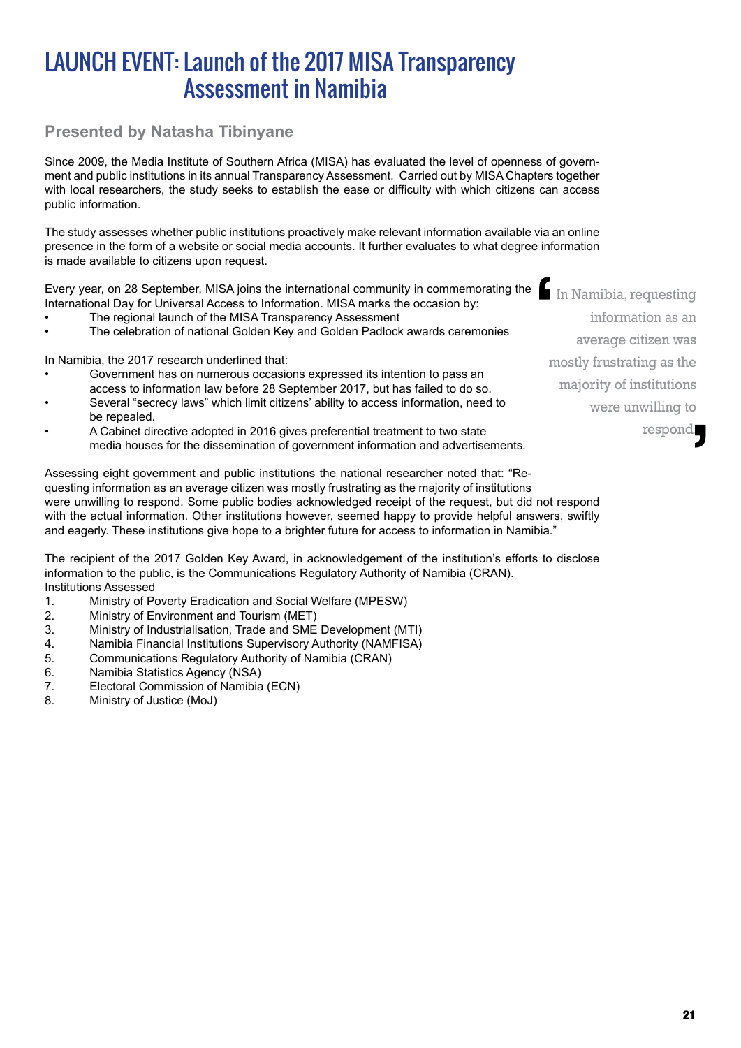# LAUNCH EVENT: Launch of the 2017 MISA Transparency Assessment in Namibia

### Presented by Natasha Tibinyane

Since 2009, the Media Institute of Southern Africa (MISA) has evaluated the level of openness of government and public institutions in its annual Transparency Assessment. Carried out by MISA Chapters together with local researchers, the study seeks to establish the ease or difficulty with which citizens can access public information.

The study assesses whether public institutions proactively make relevant information available via an online presence in the form of a website or social media accounts. It further evaluates to what degree information is made available to citizens upon request.

Every year, on 28 September, MISA joins the international community in commemorating the International Day for Universal Access to Information. MISA marks the occasion by:

- The regional launch of the MISA Transparency Assessment
- The celebration of national Golden Key and Golden Padlock awards ceremonies

In Namibia, the 2017 research underlined that:

- Government has on numerous occasions expressed its intention to pass an access to information law before 28 September 2017, but has failed to do so.
- Several "secrecy laws" which limit citizens' ability to access information, need to be repealed.
- A Cabinet directive adopted in 2016 gives preferential treatment to two state media houses for the dissemination of government information and advertisements.

> "In Namibia, requesting information as an average citizen was mostly frustrating as the majority of institutions were unwilling to respond"

Assessing eight government and public institutions the national researcher noted that: "Requesting information as an average citizen was mostly frustrating as the majority of institutions were unwilling to respond. Some public bodies acknowledged receipt of the request, but did not respond with the actual information. Other institutions however, seemed happy to provide helpful answers, swiftly and eagerly. These institutions give hope to a brighter future for access to information in Namibia."

The recipient of the 2017 Golden Key Award, in acknowledgement of the institution's efforts to disclose information to the public, is the Communications Regulatory Authority of Namibia (CRAN).

Institutions Assessed

1. Ministry of Poverty Eradication and Social Welfare (MPESW)
2. Ministry of Environment and Tourism (MET)
3. Ministry of Industrialisation, Trade and SME Development (MTI)
4. Namibia Financial Institutions Supervisory Authority (NAMFISA)
5. Communications Regulatory Authority of Namibia (CRAN)
6. Namibia Statistics Agency (NSA)
7. Electoral Commission of Namibia (ECN)
8. Ministry of Justice (MoJ)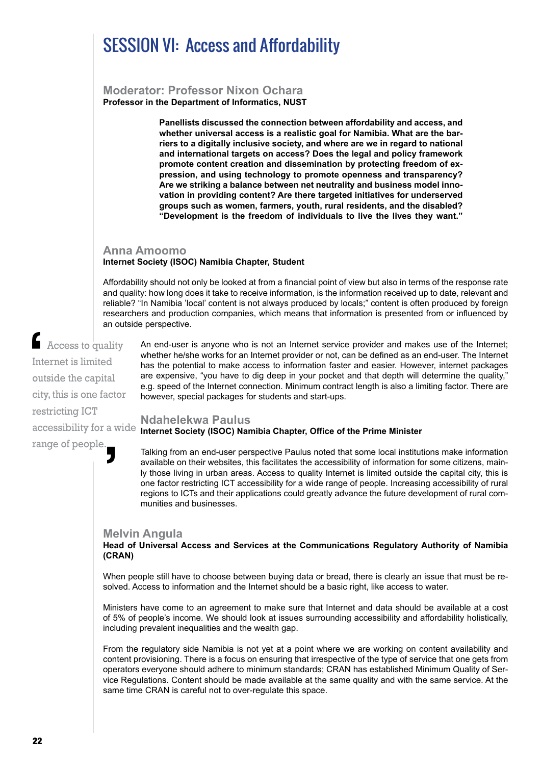# SESSION VI: Access and Affordability

## Moderator: Professor Nixon Ochara

**Professor in the Department of Informatics, NUST**

**Panellists discussed the connection between affordability and access, and whether universal access is a realistic goal for Namibia. What are the barriers to a digitally inclusive society, and where are we in regard to national and international targets on access? Does the legal and policy framework promote content creation and dissemination by protecting freedom of expression, and using technology to promote openness and transparency? Are we striking a balance between net neutrality and business model innovation in providing content? Are there targeted initiatives for underserved groups such as women, farmers, youth, rural residents, and the disabled? "Development is the freedom of individuals to live the lives they want."**

## Anna Amoomo

**Internet Society (ISOC) Namibia Chapter, Student**

Affordability should not only be looked at from a financial point of view but also in terms of the response rate and quality: how long does it take to receive information, is the information received up to date, relevant and reliable? "In Namibia 'local' content is not always produced by locals;" content is often produced by foreign researchers and production companies, which means that information is presented from or influenced by an outside perspective.

An end-user is anyone who is not an Internet service provider and makes use of the Internet; whether he/she works for an Internet provider or not, can be defined as an end-user. The Internet has the potential to make access to information faster and easier. However, internet packages are expensive, "you have to dig deep in your pocket and that depth will determine the quality," e.g. speed of the Internet connection. Minimum contract length is also a limiting factor. There are however, special packages for students and start-ups.

> "Access to quality Internet is limited outside the capital city, this is one factor restricting ICT accessibility for a wide range of people."

## Ndahelekwa Paulus

**Internet Society (ISOC) Namibia Chapter, Office of the Prime Minister**

Talking from an end-user perspective Paulus noted that some local institutions make information available on their websites, this facilitates the accessibility of information for some citizens, mainly those living in urban areas. Access to quality Internet is limited outside the capital city, this is one factor restricting ICT accessibility for a wide range of people. Increasing accessibility of rural regions to ICTs and their applications could greatly advance the future development of rural communities and businesses.

## Melvin Angula

**Head of Universal Access and Services at the Communications Regulatory Authority of Namibia (CRAN)**

When people still have to choose between buying data or bread, there is clearly an issue that must be resolved. Access to information and the Internet should be a basic right, like access to water.

Ministers have come to an agreement to make sure that Internet and data should be available at a cost of 5% of people's income. We should look at issues surrounding accessibility and affordability holistically, including prevalent inequalities and the wealth gap.

From the regulatory side Namibia is not yet at a point where we are working on content availability and content provisioning. There is a focus on ensuring that irrespective of the type of service that one gets from operators everyone should adhere to minimum standards; CRAN has established Minimum Quality of Service Regulations. Content should be made available at the same quality and with the same service. At the same time CRAN is careful not to over-regulate this space.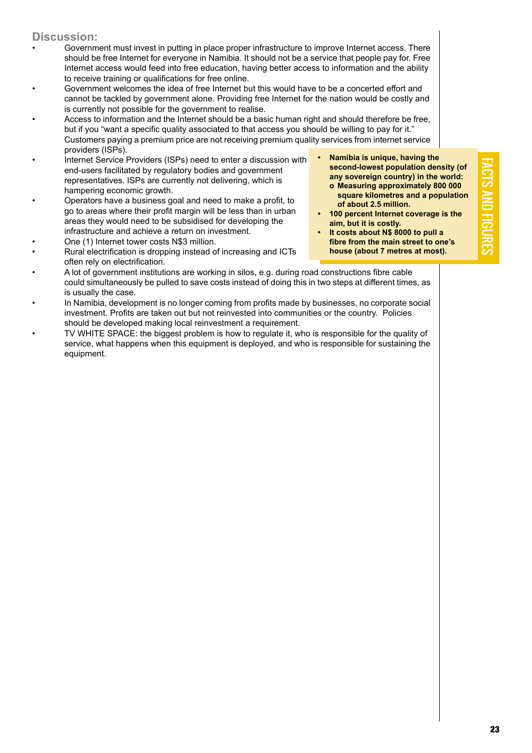## Discussion:

- Government must invest in putting in place proper infrastructure to improve Internet access. There should be free Internet for everyone in Namibia. It should not be a service that people pay for. Free Internet access would feed into free education, having better access to information and the ability to receive training or qualifications for free online.
- Government welcomes the idea of free Internet but this would have to be a concerted effort and cannot be tackled by government alone. Providing free Internet for the nation would be costly and is currently not possible for the government to realise.
- Access to information and the Internet should be a basic human right and should therefore be free, but if you "want a specific quality associated to that access you should be willing to pay for it." Customers paying a premium price are not receiving premium quality services from internet service providers (ISPs).
- Internet Service Providers (ISPs) need to enter a discussion with end-users facilitated by regulatory bodies and government representatives. ISPs are currently not delivering, which is hampering economic growth.
- Operators have a business goal and need to make a profit, to go to areas where their profit margin will be less than in urban areas they would need to be subsidised for developing the infrastructure and achieve a return on investment.
- One (1) Internet tower costs N$3 million.
- Rural electrification is dropping instead of increasing and ICTs often rely on electrification.
- A lot of government institutions are working in silos, e.g. during road constructions fibre cable could simultaneously be pulled to save costs instead of doing this in two steps at different times, as is usually the case.
- In Namibia, development is no longer coming from profits made by businesses, no corporate social investment. Profits are taken out but not reinvested into communities or the country. Policies should be developed making local reinvestment a requirement.
- TV WHITE SPACE: the biggest problem is how to regulate it, who is responsible for the quality of service, what happens when this equipment is deployed, and who is responsible for sustaining the equipment.

### FACTS AND FIGURES

- **Namibia is unique, having the second-lowest population density (of any sovereign country) in the world:**
  - **Measuring approximately 800 000 square kilometres and a population of about 2.5 million.**
- **100 percent Internet coverage is the aim, but it is costly.**
- **It costs about N$ 8000 to pull a fibre from the main street to one's house (about 7 metres at most).**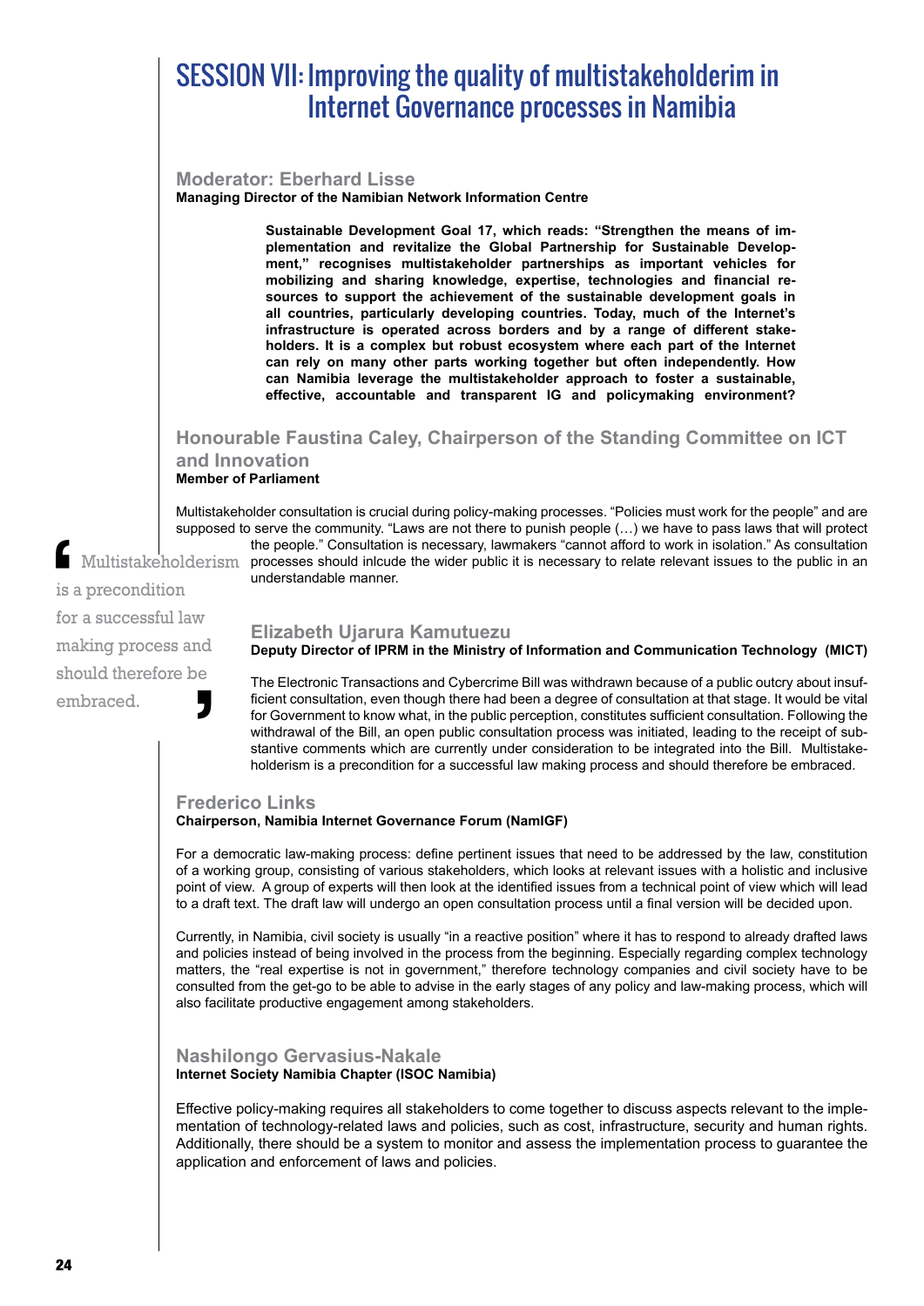# SESSION VII: Improving the quality of multistakeholderim in Internet Governance processes in Namibia

### Moderator: Eberhard Lisse

**Managing Director of the Namibian Network Information Centre**

**Sustainable Development Goal 17, which reads: "Strengthen the means of implementation and revitalize the Global Partnership for Sustainable Development," recognises multistakeholder partnerships as important vehicles for mobilizing and sharing knowledge, expertise, technologies and financial resources to support the achievement of the sustainable development goals in all countries, particularly developing countries. Today, much of the Internet's infrastructure is operated across borders and by a range of different stakeholders. It is a complex but robust ecosystem where each part of the Internet can rely on many other parts working together but often independently. How can Namibia leverage the multistakeholder approach to foster a sustainable, effective, accountable and transparent IG and policymaking environment?**

### Honourable Faustina Caley, Chairperson of the Standing Committee on ICT and Innovation

**Member of Parliament**

Multistakeholder consultation is crucial during policy-making processes. "Policies must work for the people" and are supposed to serve the community. "Laws are not there to punish people (…) we have to pass laws that will protect the people." Consultation is necessary, lawmakers "cannot afford to work in isolation." As consultation processes should inlcude the wider public it is necessary to relate relevant issues to the public in an understandable manner.

> "Multistakeholderism is a precondition for a successful law making process and should therefore be embraced."

### Elizabeth Ujarura Kamutuezu

**Deputy Director of IPRM in the Ministry of Information and Communication Technology (MICT)**

The Electronic Transactions and Cybercrime Bill was withdrawn because of a public outcry about insufficient consultation, even though there had been a degree of consultation at that stage. It would be vital for Government to know what, in the public perception, constitutes sufficient consultation. Following the withdrawal of the Bill, an open public consultation process was initiated, leading to the receipt of substantive comments which are currently under consideration to be integrated into the Bill. Multistakeholderism is a precondition for a successful law making process and should therefore be embraced.

### Frederico Links

**Chairperson, Namibia Internet Governance Forum (NamIGF)**

For a democratic law-making process: define pertinent issues that need to be addressed by the law, constitution of a working group, consisting of various stakeholders, which looks at relevant issues with a holistic and inclusive point of view. A group of experts will then look at the identified issues from a technical point of view which will lead to a draft text. The draft law will undergo an open consultation process until a final version will be decided upon.

Currently, in Namibia, civil society is usually "in a reactive position" where it has to respond to already drafted laws and policies instead of being involved in the process from the beginning. Especially regarding complex technology matters, the "real expertise is not in government," therefore technology companies and civil society have to be consulted from the get-go to be able to advise in the early stages of any policy and law-making process, which will also facilitate productive engagement among stakeholders.

### Nashilongo Gervasius-Nakale

**Internet Society Namibia Chapter (ISOC Namibia)**

Effective policy-making requires all stakeholders to come together to discuss aspects relevant to the implementation of technology-related laws and policies, such as cost, infrastructure, security and human rights. Additionally, there should be a system to monitor and assess the implementation process to guarantee the application and enforcement of laws and policies.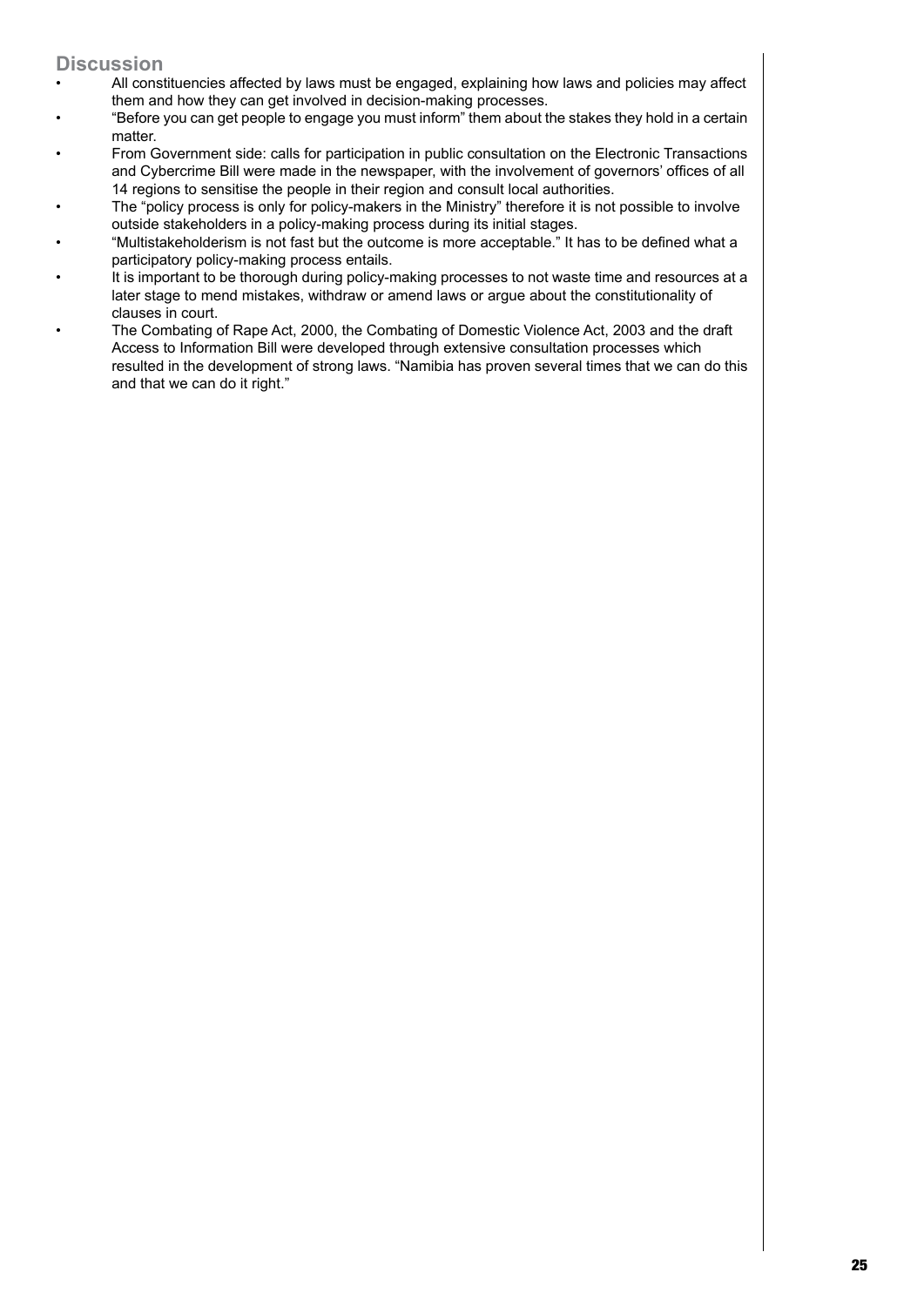## Discussion

- All constituencies affected by laws must be engaged, explaining how laws and policies may affect them and how they can get involved in decision-making processes.
- "Before you can get people to engage you must inform" them about the stakes they hold in a certain matter.
- From Government side: calls for participation in public consultation on the Electronic Transactions and Cybercrime Bill were made in the newspaper, with the involvement of governors' offices of all 14 regions to sensitise the people in their region and consult local authorities.
- The "policy process is only for policy-makers in the Ministry" therefore it is not possible to involve outside stakeholders in a policy-making process during its initial stages.
- "Multistakeholderism is not fast but the outcome is more acceptable." It has to be defined what a participatory policy-making process entails.
- It is important to be thorough during policy-making processes to not waste time and resources at a later stage to mend mistakes, withdraw or amend laws or argue about the constitutionality of clauses in court.
- The Combating of Rape Act, 2000, the Combating of Domestic Violence Act, 2003 and the draft Access to Information Bill were developed through extensive consultation processes which resulted in the development of strong laws. "Namibia has proven several times that we can do this and that we can do it right."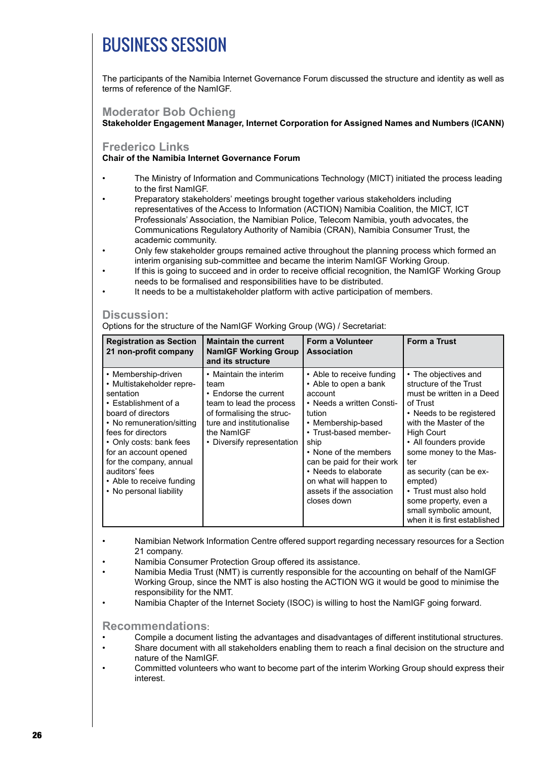# BUSINESS SESSION

The participants of the Namibia Internet Governance Forum discussed the structure and identity as well as terms of reference of the NamIGF.

## Moderator Bob Ochieng

**Stakeholder Engagement Manager, Internet Corporation for Assigned Names and Numbers (ICANN)**

## Frederico Links

**Chair of the Namibia Internet Governance Forum**

- The Ministry of Information and Communications Technology (MICT) initiated the process leading to the first NamIGF.
- Preparatory stakeholders' meetings brought together various stakeholders including representatives of the Access to Information (ACTION) Namibia Coalition, the MICT, ICT Professionals' Association, the Namibian Police, Telecom Namibia, youth advocates, the Communications Regulatory Authority of Namibia (CRAN), Namibia Consumer Trust, the academic community.
- Only few stakeholder groups remained active throughout the planning process which formed an interim organising sub-committee and became the interim NamIGF Working Group.
- If this is going to succeed and in order to receive official recognition, the NamIGF Working Group needs to be formalised and responsibilities have to be distributed.
- It needs to be a multistakeholder platform with active participation of members.

## Discussion:

Options for the structure of the NamIGF Working Group (WG) / Secretariat:

| Registration as Section 21 non-profit company | Maintain the current NamIGF Working Group and its structure | Form a Volunteer Association | Form a Trust |
|---|---|---|---|
| • Membership-driven<br>• Multistakeholder representation<br>• Establishment of a board of directors<br>• No remuneration/sitting fees for directors<br>• Only costs: bank fees for an account opened for the company, annual auditors' fees<br>• Able to receive funding<br>• No personal liability | • Maintain the interim team<br>• Endorse the current team to lead the process of formalising the structure and institutionalise the NamIGF<br>• Diversify representation | • Able to receive funding<br>• Able to open a bank account<br>• Needs a written Constitution<br>• Membership-based<br>• Trust-based membership<br>• None of the members can be paid for their work<br>• Needs to elaborate on what will happen to assets if the association closes down | • The objectives and structure of the Trust must be written in a Deed of Trust<br>• Needs to be registered with the Master of the High Court<br>• All founders provide some money to the Master as security (can be exempted)<br>• Trust must also hold some property, even a small symbolic amount, when it is first established |

- Namibian Network Information Centre offered support regarding necessary resources for a Section 21 company.
- Namibia Consumer Protection Group offered its assistance.
- Namibia Media Trust (NMT) is currently responsible for the accounting on behalf of the NamIGF Working Group, since the NMT is also hosting the ACTION WG it would be good to minimise the responsibility for the NMT.
- Namibia Chapter of the Internet Society (ISOC) is willing to host the NamIGF going forward.

## Recommendations:

- Compile a document listing the advantages and disadvantages of different institutional structures.
- Share document with all stakeholders enabling them to reach a final decision on the structure and nature of the NamIGF.
- Committed volunteers who want to become part of the interim Working Group should express their interest.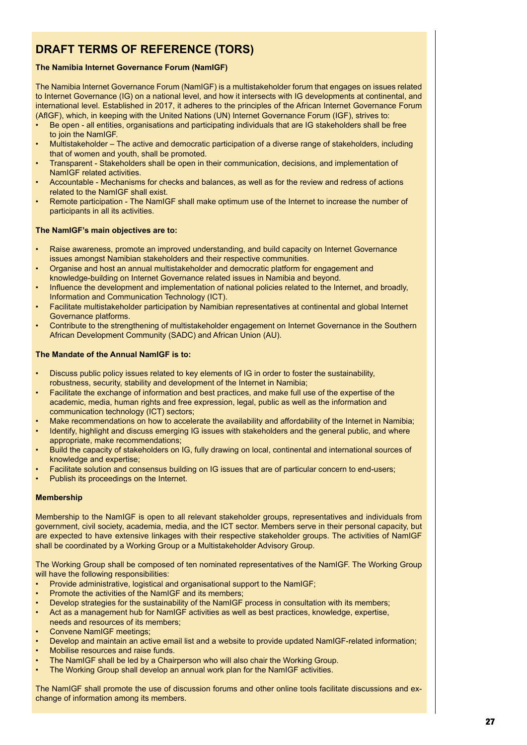# DRAFT TERMS OF REFERENCE (TORS)

**The Namibia Internet Governance Forum (NamIGF)**

The Namibia Internet Governance Forum (NamIGF) is a multistakeholder forum that engages on issues related to Internet Governance (IG) on a national level, and how it intersects with IG developments at continental, and international level. Established in 2017, it adheres to the principles of the African Internet Governance Forum (AfIGF), which, in keeping with the United Nations (UN) Internet Governance Forum (IGF), strives to:

- Be open - all entities, organisations and participating individuals that are IG stakeholders shall be free to join the NamIGF.
- Multistakeholder – The active and democratic participation of a diverse range of stakeholders, including that of women and youth, shall be promoted.
- Transparent - Stakeholders shall be open in their communication, decisions, and implementation of NamIGF related activities.
- Accountable - Mechanisms for checks and balances, as well as for the review and redress of actions related to the NamIGF shall exist.
- Remote participation - The NamIGF shall make optimum use of the Internet to increase the number of participants in all its activities.

**The NamIGF's main objectives are to:**

- Raise awareness, promote an improved understanding, and build capacity on Internet Governance issues amongst Namibian stakeholders and their respective communities.
- Organise and host an annual multistakeholder and democratic platform for engagement and knowledge-building on Internet Governance related issues in Namibia and beyond.
- Influence the development and implementation of national policies related to the Internet, and broadly, Information and Communication Technology (ICT).
- Facilitate multistakeholder participation by Namibian representatives at continental and global Internet Governance platforms.
- Contribute to the strengthening of multistakeholder engagement on Internet Governance in the Southern African Development Community (SADC) and African Union (AU).

**The Mandate of the Annual NamIGF is to:**

- Discuss public policy issues related to key elements of IG in order to foster the sustainability, robustness, security, stability and development of the Internet in Namibia;
- Facilitate the exchange of information and best practices, and make full use of the expertise of the academic, media, human rights and free expression, legal, public as well as the information and communication technology (ICT) sectors;
- Make recommendations on how to accelerate the availability and affordability of the Internet in Namibia;
- Identify, highlight and discuss emerging IG issues with stakeholders and the general public, and where appropriate, make recommendations;
- Build the capacity of stakeholders on IG, fully drawing on local, continental and international sources of knowledge and expertise;
- Facilitate solution and consensus building on IG issues that are of particular concern to end-users;
- Publish its proceedings on the Internet.

**Membership**

Membership to the NamIGF is open to all relevant stakeholder groups, representatives and individuals from government, civil society, academia, media, and the ICT sector. Members serve in their personal capacity, but are expected to have extensive linkages with their respective stakeholder groups. The activities of NamIGF shall be coordinated by a Working Group or a Multistakeholder Advisory Group.

The Working Group shall be composed of ten nominated representatives of the NamIGF. The Working Group will have the following responsibilities:

- Provide administrative, logistical and organisational support to the NamIGF;
- Promote the activities of the NamIGF and its members;
- Develop strategies for the sustainability of the NamIGF process in consultation with its members;
- Act as a management hub for NamIGF activities as well as best practices, knowledge, expertise, needs and resources of its members;
- Convene NamIGF meetings;
- Develop and maintain an active email list and a website to provide updated NamIGF-related information;
- Mobilise resources and raise funds.
- The NamIGF shall be led by a Chairperson who will also chair the Working Group.
- The Working Group shall develop an annual work plan for the NamIGF activities.

The NamIGF shall promote the use of discussion forums and other online tools facilitate discussions and exchange of information among its members.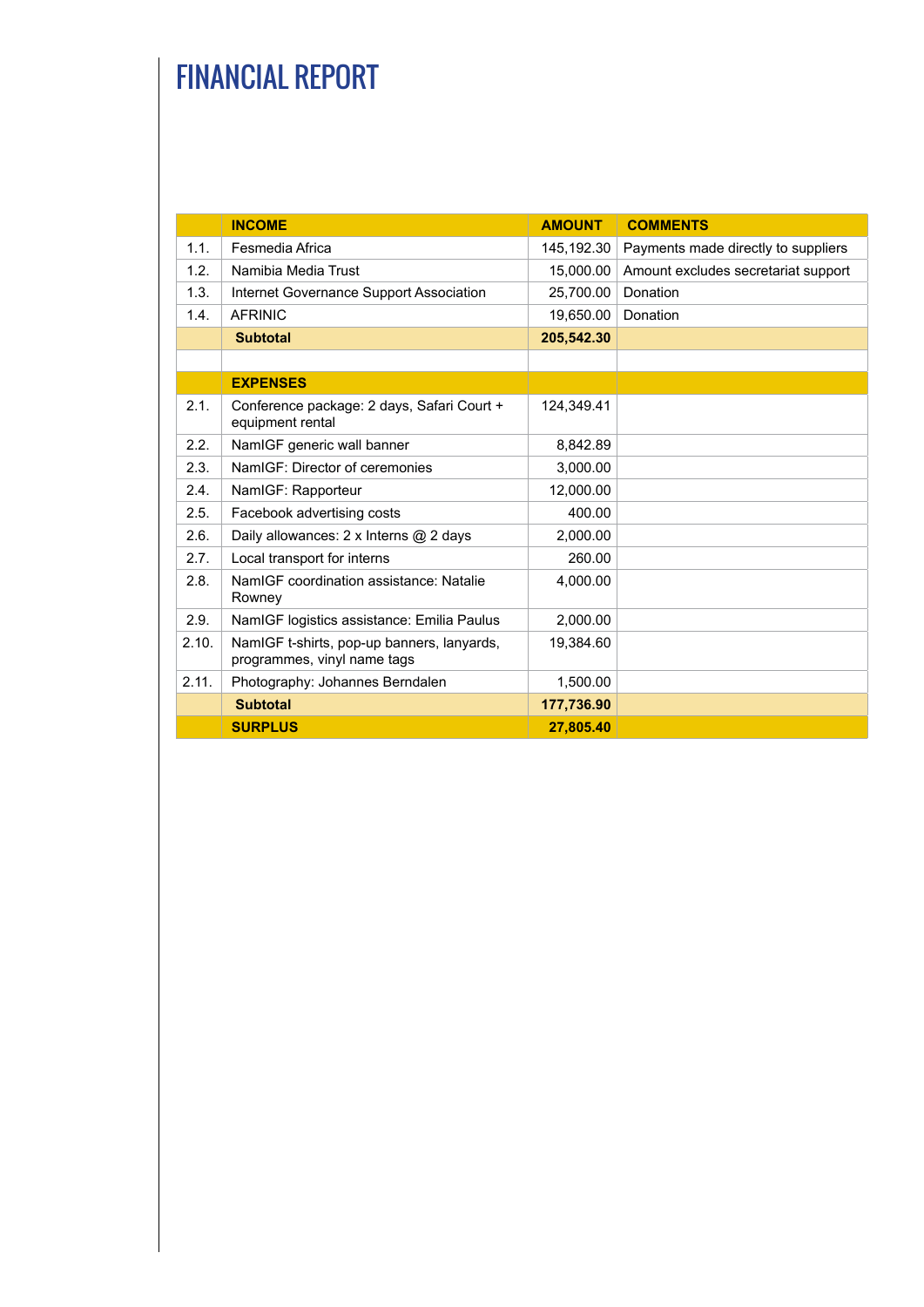# FINANCIAL REPORT

| | INCOME | AMOUNT | COMMENTS |
|---|---|---|---|
| 1.1. | Fesmedia Africa | 145,192.30 | Payments made directly to suppliers |
| 1.2. | Namibia Media Trust | 15,000.00 | Amount excludes secretariat support |
| 1.3. | Internet Governance Support Association | 25,700.00 | Donation |
| 1.4. | AFRINIC | 19,650.00 | Donation |
| | **Subtotal** | **205,542.30** | |
| | | | |
| | **EXPENSES** | | |
| 2.1. | Conference package: 2 days, Safari Court + equipment rental | 124,349.41 | |
| 2.2. | NamIGF generic wall banner | 8,842.89 | |
| 2.3. | NamIGF: Director of ceremonies | 3,000.00 | |
| 2.4. | NamIGF: Rapporteur | 12,000.00 | |
| 2.5. | Facebook advertising costs | 400.00 | |
| 2.6. | Daily allowances: 2 x Interns @ 2 days | 2,000.00 | |
| 2.7. | Local transport for interns | 260.00 | |
| 2.8. | NamIGF coordination assistance: Natalie Rowney | 4,000.00 | |
| 2.9. | NamIGF logistics assistance: Emilia Paulus | 2,000.00 | |
| 2.10. | NamIGF t-shirts, pop-up banners, lanyards, programmes, vinyl name tags | 19,384.60 | |
| 2.11. | Photography: Johannes Berndalen | 1,500.00 | |
| | **Subtotal** | **177,736.90** | |
| | **SURPLUS** | **27,805.40** | |